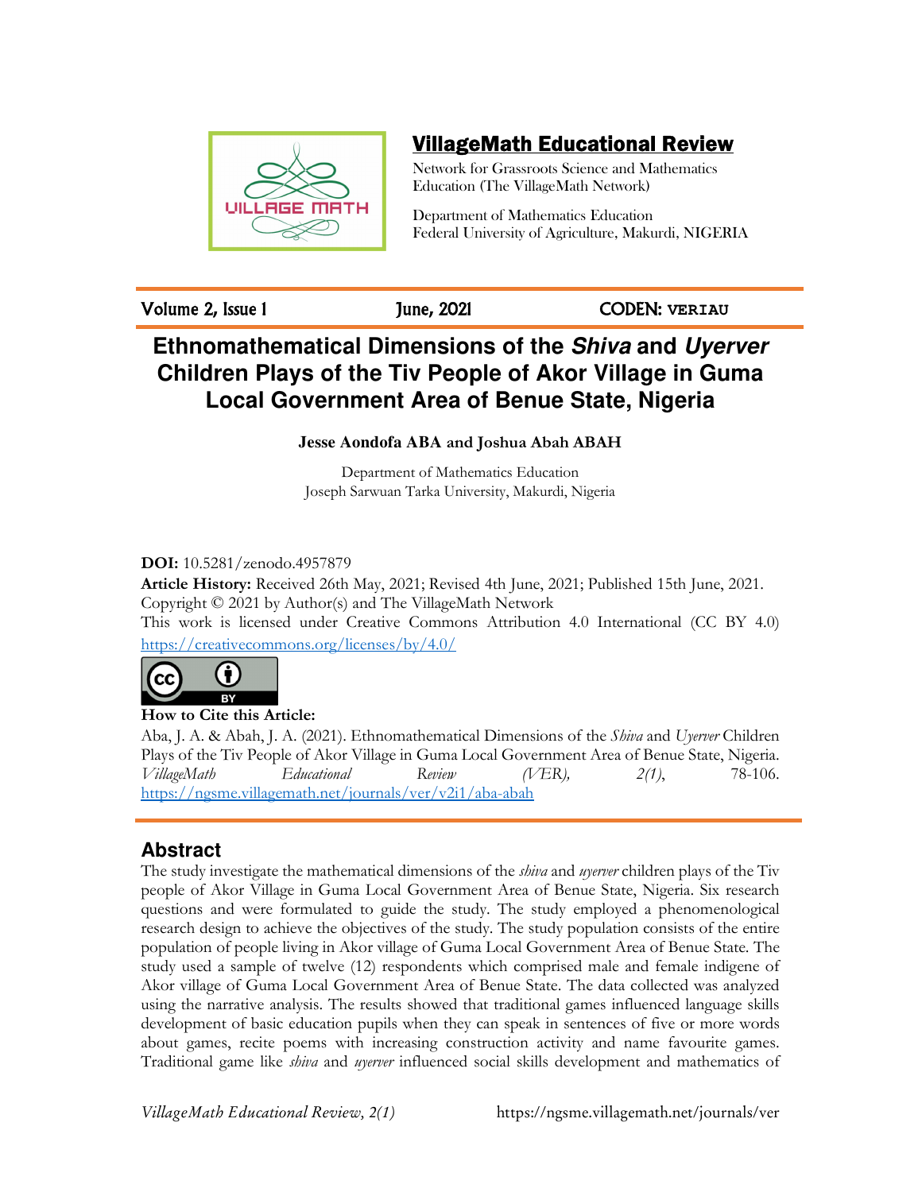## VillageMath Educational Review

Network for Grassroots Science and Mathematics Education (The VillageMath Network)

Department of Mathematics Education
Federal University of Agriculture, Makurdi, NIGERIA

Volume 2, Issue 1 | June, 2021 | CODEN: **VERIAU**

# Ethnomathematical Dimensions of the *Shiva* and *Uyerver* Children Plays of the Tiv People of Akor Village in Guma Local Government Area of Benue State, Nigeria

**Jesse Aondofa ABA and Joshua Abah ABAH**

Department of Mathematics Education
Joseph Sarwuan Tarka University, Makurdi, Nigeria

**DOI:** 10.5281/zenodo.4957879

**Article History:** Received 26th May, 2021; Revised 4th June, 2021; Published 15th June, 2021.

Copyright © 2021 by Author(s) and The VillageMath Network

This work is licensed under Creative Commons Attribution 4.0 International (CC BY 4.0) https://creativecommons.org/licenses/by/4.0/

**How to Cite this Article:**

Aba, J. A. & Abah, J. A. (2021). Ethnomathematical Dimensions of the *Shiva* and *Uyerver* Children Plays of the Tiv People of Akor Village in Guma Local Government Area of Benue State, Nigeria. *VillageMath Educational Review (VER), 2(1)*, 78-106. https://ngsme.villagemath.net/journals/ver/v2i1/aba-abah

## Abstract

The study investigate the mathematical dimensions of the *shiva* and *uyerver* children plays of the Tiv people of Akor Village in Guma Local Government Area of Benue State, Nigeria. Six research questions and were formulated to guide the study. The study employed a phenomenological research design to achieve the objectives of the study. The study population consists of the entire population of people living in Akor village of Guma Local Government Area of Benue State. The study used a sample of twelve (12) respondents which comprised male and female indigene of Akor village of Guma Local Government Area of Benue State. The data collected was analyzed using the narrative analysis. The results showed that traditional games influenced language skills development of basic education pupils when they can speak in sentences of five or more words about games, recite poems with increasing construction activity and name favourite games. Traditional game like *shiva* and *uyerver* influenced social skills development and mathematics of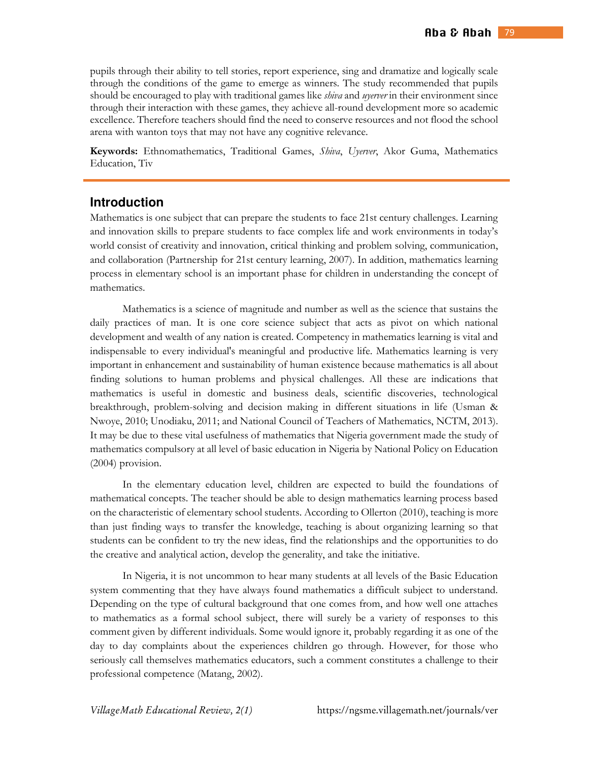pupils through their ability to tell stories, report experience, sing and dramatize and logically scale through the conditions of the game to emerge as winners. The study recommended that pupils should be encouraged to play with traditional games like *shiva* and *uyerver* in their environment since through their interaction with these games, they achieve all-round development more so academic excellence. Therefore teachers should find the need to conserve resources and not flood the school arena with wanton toys that may not have any cognitive relevance.

**Keywords:** Ethnomathematics, Traditional Games, *Shiva*, *Uyerver*, Akor Guma, Mathematics Education, Tiv

## Introduction

Mathematics is one subject that can prepare the students to face 21st century challenges. Learning and innovation skills to prepare students to face complex life and work environments in today's world consist of creativity and innovation, critical thinking and problem solving, communication, and collaboration (Partnership for 21st century learning, 2007). In addition, mathematics learning process in elementary school is an important phase for children in understanding the concept of mathematics.

Mathematics is a science of magnitude and number as well as the science that sustains the daily practices of man. It is one core science subject that acts as pivot on which national development and wealth of any nation is created. Competency in mathematics learning is vital and indispensable to every individual's meaningful and productive life. Mathematics learning is very important in enhancement and sustainability of human existence because mathematics is all about finding solutions to human problems and physical challenges. All these are indications that mathematics is useful in domestic and business deals, scientific discoveries, technological breakthrough, problem-solving and decision making in different situations in life (Usman & Nwoye, 2010; Unodiaku, 2011; and National Council of Teachers of Mathematics, NCTM, 2013). It may be due to these vital usefulness of mathematics that Nigeria government made the study of mathematics compulsory at all level of basic education in Nigeria by National Policy on Education (2004) provision.

In the elementary education level, children are expected to build the foundations of mathematical concepts. The teacher should be able to design mathematics learning process based on the characteristic of elementary school students. According to Ollerton (2010), teaching is more than just finding ways to transfer the knowledge, teaching is about organizing learning so that students can be confident to try the new ideas, find the relationships and the opportunities to do the creative and analytical action, develop the generality, and take the initiative.

In Nigeria, it is not uncommon to hear many students at all levels of the Basic Education system commenting that they have always found mathematics a difficult subject to understand. Depending on the type of cultural background that one comes from, and how well one attaches to mathematics as a formal school subject, there will surely be a variety of responses to this comment given by different individuals. Some would ignore it, probably regarding it as one of the day to day complaints about the experiences children go through. However, for those who seriously call themselves mathematics educators, such a comment constitutes a challenge to their professional competence (Matang, 2002).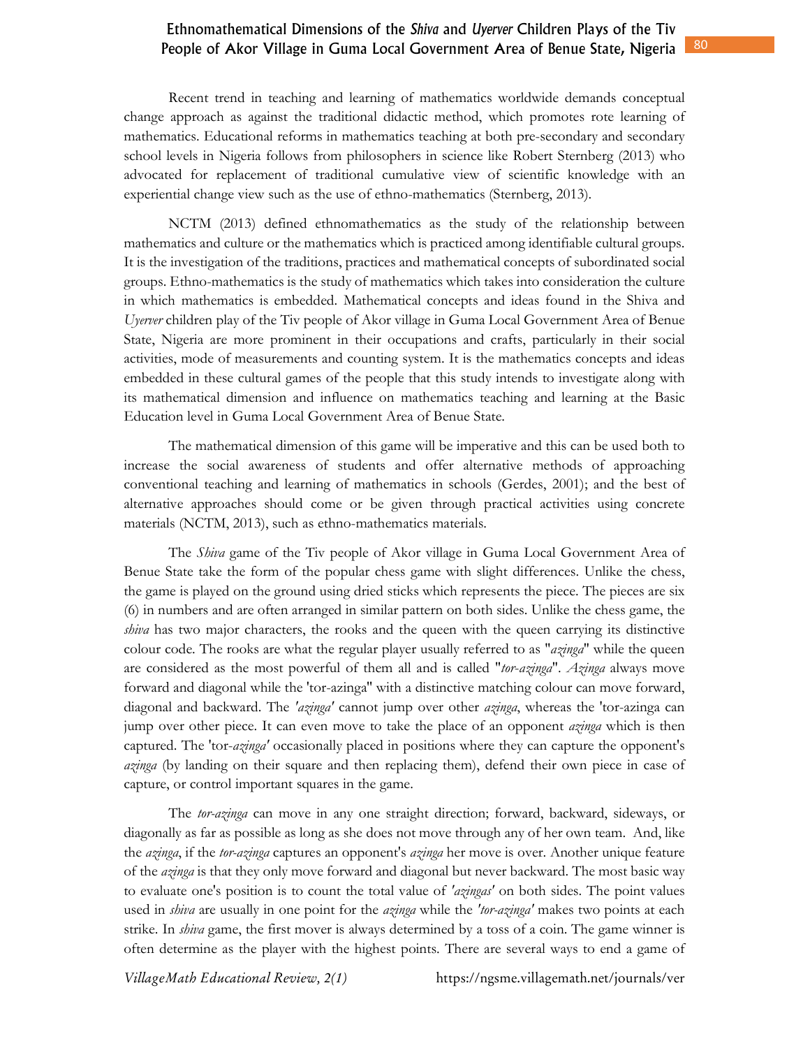Recent trend in teaching and learning of mathematics worldwide demands conceptual change approach as against the traditional didactic method, which promotes rote learning of mathematics. Educational reforms in mathematics teaching at both pre-secondary and secondary school levels in Nigeria follows from philosophers in science like Robert Sternberg (2013) who advocated for replacement of traditional cumulative view of scientific knowledge with an experiential change view such as the use of ethno-mathematics (Sternberg, 2013).

NCTM (2013) defined ethnomathematics as the study of the relationship between mathematics and culture or the mathematics which is practiced among identifiable cultural groups. It is the investigation of the traditions, practices and mathematical concepts of subordinated social groups. Ethno-mathematics is the study of mathematics which takes into consideration the culture in which mathematics is embedded. Mathematical concepts and ideas found in the Shiva and *Uyerver* children play of the Tiv people of Akor village in Guma Local Government Area of Benue State, Nigeria are more prominent in their occupations and crafts, particularly in their social activities, mode of measurements and counting system. It is the mathematics concepts and ideas embedded in these cultural games of the people that this study intends to investigate along with its mathematical dimension and influence on mathematics teaching and learning at the Basic Education level in Guma Local Government Area of Benue State.

The mathematical dimension of this game will be imperative and this can be used both to increase the social awareness of students and offer alternative methods of approaching conventional teaching and learning of mathematics in schools (Gerdes, 2001); and the best of alternative approaches should come or be given through practical activities using concrete materials (NCTM, 2013), such as ethno-mathematics materials.

The *Shiva* game of the Tiv people of Akor village in Guma Local Government Area of Benue State take the form of the popular chess game with slight differences. Unlike the chess, the game is played on the ground using dried sticks which represents the piece. The pieces are six (6) in numbers and are often arranged in similar pattern on both sides. Unlike the chess game, the *shiva* has two major characters, the rooks and the queen with the queen carrying its distinctive colour code. The rooks are what the regular player usually referred to as "*azinga*" while the queen are considered as the most powerful of them all and is called "*tor-azinga*". *Azinga* always move forward and diagonal while the 'tor-azinga" with a distinctive matching colour can move forward, diagonal and backward. The *'azinga'* cannot jump over other *azinga*, whereas the 'tor-azinga can jump over other piece. It can even move to take the place of an opponent *azinga* which is then captured. The 'tor-*azinga'* occasionally placed in positions where they can capture the opponent's *azinga* (by landing on their square and then replacing them), defend their own piece in case of capture, or control important squares in the game.

The *tor-azinga* can move in any one straight direction; forward, backward, sideways, or diagonally as far as possible as long as she does not move through any of her own team. And, like the *azinga*, if the *tor-azinga* captures an opponent's *azinga* her move is over. Another unique feature of the *azinga* is that they only move forward and diagonal but never backward. The most basic way to evaluate one's position is to count the total value of *'azingas'* on both sides. The point values used in *shiva* are usually in one point for the *azinga* while the *'tor-azinga'* makes two points at each strike. In *shiva* game, the first mover is always determined by a toss of a coin. The game winner is often determine as the player with the highest points. There are several ways to end a game of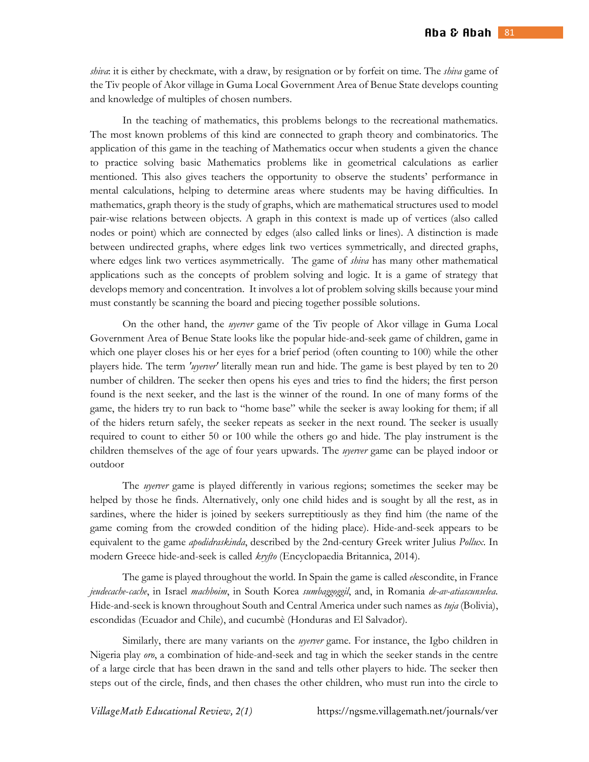*shiva*: it is either by checkmate, with a draw, by resignation or by forfeit on time. The *shiva* game of the Tiv people of Akor village in Guma Local Government Area of Benue State develops counting and knowledge of multiples of chosen numbers.

In the teaching of mathematics, this problems belongs to the recreational mathematics. The most known problems of this kind are connected to graph theory and combinatorics. The application of this game in the teaching of Mathematics occur when students a given the chance to practice solving basic Mathematics problems like in geometrical calculations as earlier mentioned. This also gives teachers the opportunity to observe the students' performance in mental calculations, helping to determine areas where students may be having difficulties. In mathematics, graph theory is the study of graphs, which are mathematical structures used to model pair-wise relations between objects. A graph in this context is made up of vertices (also called nodes or point) which are connected by edges (also called links or lines). A distinction is made between undirected graphs, where edges link two vertices symmetrically, and directed graphs, where edges link two vertices asymmetrically. The game of *shiva* has many other mathematical applications such as the concepts of problem solving and logic. It is a game of strategy that develops memory and concentration. It involves a lot of problem solving skills because your mind must constantly be scanning the board and piecing together possible solutions.

On the other hand, the *uyerver* game of the Tiv people of Akor village in Guma Local Government Area of Benue State looks like the popular hide-and-seek game of children, game in which one player closes his or her eyes for a brief period (often counting to 100) while the other players hide. The term *'uyerver'* literally mean run and hide. The game is best played by ten to 20 number of children. The seeker then opens his eyes and tries to find the hiders; the first person found is the next seeker, and the last is the winner of the round. In one of many forms of the game, the hiders try to run back to "home base" while the seeker is away looking for them; if all of the hiders return safely, the seeker repeats as seeker in the next round. The seeker is usually required to count to either 50 or 100 while the others go and hide. The play instrument is the children themselves of the age of four years upwards. The *uyerver* game can be played indoor or outdoor

The *uyerver* game is played differently in various regions; sometimes the seeker may be helped by those he finds. Alternatively, only one child hides and is sought by all the rest, as in sardines, where the hider is joined by seekers surreptitiously as they find him (the name of the game coming from the crowded condition of the hiding place). Hide-and-seek appears to be equivalent to the game *apodidraskinda*, described by the 2nd-century Greek writer Julius *Pollux*. In modern Greece hide-and-seek is called *kryfto* (Encyclopaedia Britannica, 2014).

The game is played throughout the world. In Spain the game is called *el*escondite, in France *jeudecache-cache*, in Israel *machboim*, in South Korea *sumbaggoggil*, and, in Romania *de-av-atiascunselea*. Hide-and-seek is known throughout South and Central America under such names as *tuja* (Bolivia), escondidas (Ecuador and Chile), and cucumbè (Honduras and El Salvador).

Similarly, there are many variants on the *uyerver* game. For instance, the Igbo children in Nigeria play *oro*, a combination of hide-and-seek and tag in which the seeker stands in the centre of a large circle that has been drawn in the sand and tells other players to hide. The seeker then steps out of the circle, finds, and then chases the other children, who must run into the circle to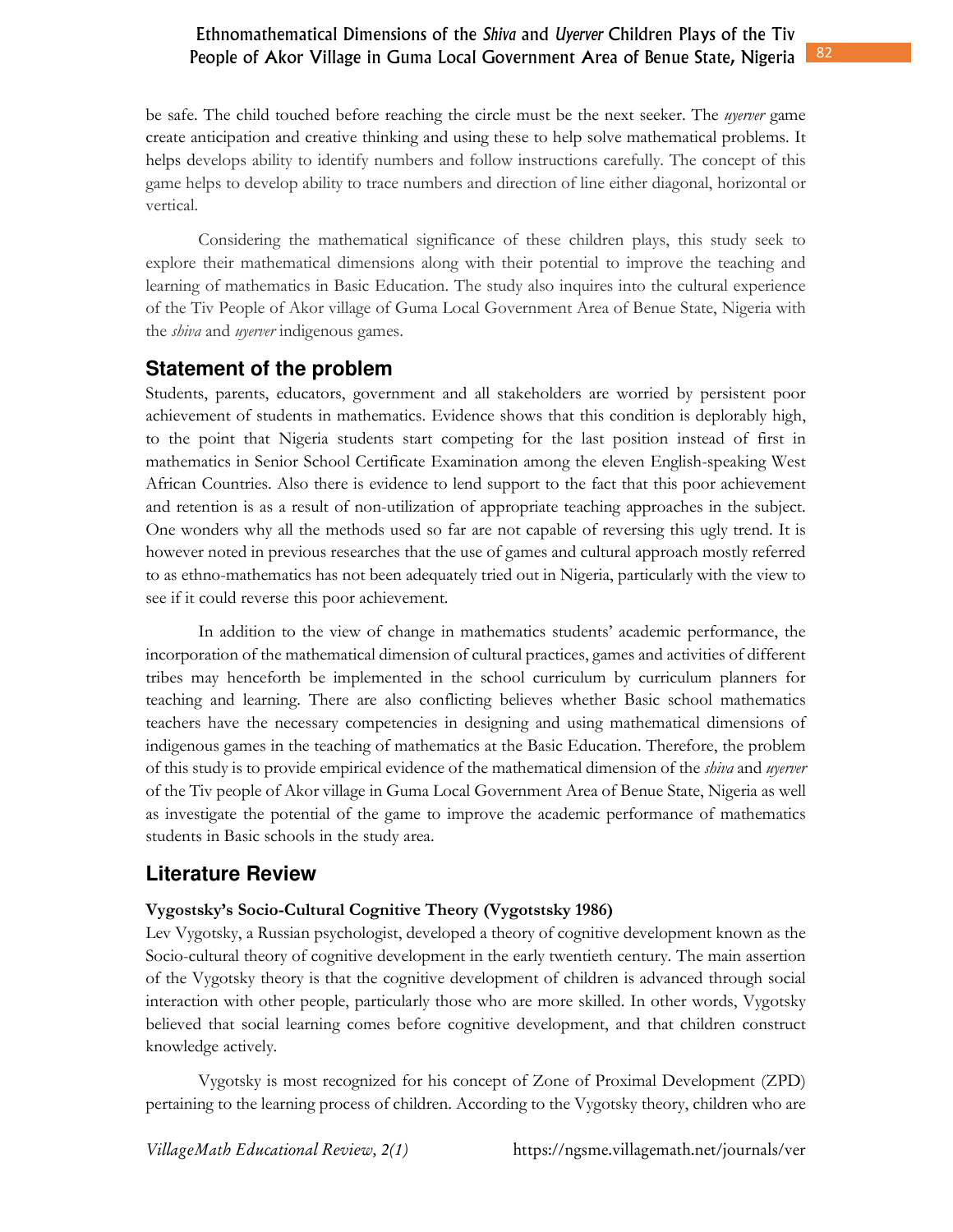be safe. The child touched before reaching the circle must be the next seeker. The *uyerver* game create anticipation and creative thinking and using these to help solve mathematical problems. It helps develops ability to identify numbers and follow instructions carefully. The concept of this game helps to develop ability to trace numbers and direction of line either diagonal, horizontal or vertical.

Considering the mathematical significance of these children plays, this study seek to explore their mathematical dimensions along with their potential to improve the teaching and learning of mathematics in Basic Education. The study also inquires into the cultural experience of the Tiv People of Akor village of Guma Local Government Area of Benue State, Nigeria with the *shiva* and *uyerver* indigenous games.

## Statement of the problem

Students, parents, educators, government and all stakeholders are worried by persistent poor achievement of students in mathematics. Evidence shows that this condition is deplorably high, to the point that Nigeria students start competing for the last position instead of first in mathematics in Senior School Certificate Examination among the eleven English-speaking West African Countries. Also there is evidence to lend support to the fact that this poor achievement and retention is as a result of non-utilization of appropriate teaching approaches in the subject. One wonders why all the methods used so far are not capable of reversing this ugly trend. It is however noted in previous researches that the use of games and cultural approach mostly referred to as ethno-mathematics has not been adequately tried out in Nigeria, particularly with the view to see if it could reverse this poor achievement.

In addition to the view of change in mathematics students' academic performance, the incorporation of the mathematical dimension of cultural practices, games and activities of different tribes may henceforth be implemented in the school curriculum by curriculum planners for teaching and learning. There are also conflicting believes whether Basic school mathematics teachers have the necessary competencies in designing and using mathematical dimensions of indigenous games in the teaching of mathematics at the Basic Education. Therefore, the problem of this study is to provide empirical evidence of the mathematical dimension of the *shiva* and *uyerver* of the Tiv people of Akor village in Guma Local Government Area of Benue State, Nigeria as well as investigate the potential of the game to improve the academic performance of mathematics students in Basic schools in the study area.

## Literature Review

### Vygostsky's Socio-Cultural Cognitive Theory (Vygotstsky 1986)

Lev Vygotsky, a Russian psychologist, developed a theory of cognitive development known as the Socio-cultural theory of cognitive development in the early twentieth century. The main assertion of the Vygotsky theory is that the cognitive development of children is advanced through social interaction with other people, particularly those who are more skilled. In other words, Vygotsky believed that social learning comes before cognitive development, and that children construct knowledge actively.

Vygotsky is most recognized for his concept of Zone of Proximal Development (ZPD) pertaining to the learning process of children. According to the Vygotsky theory, children who are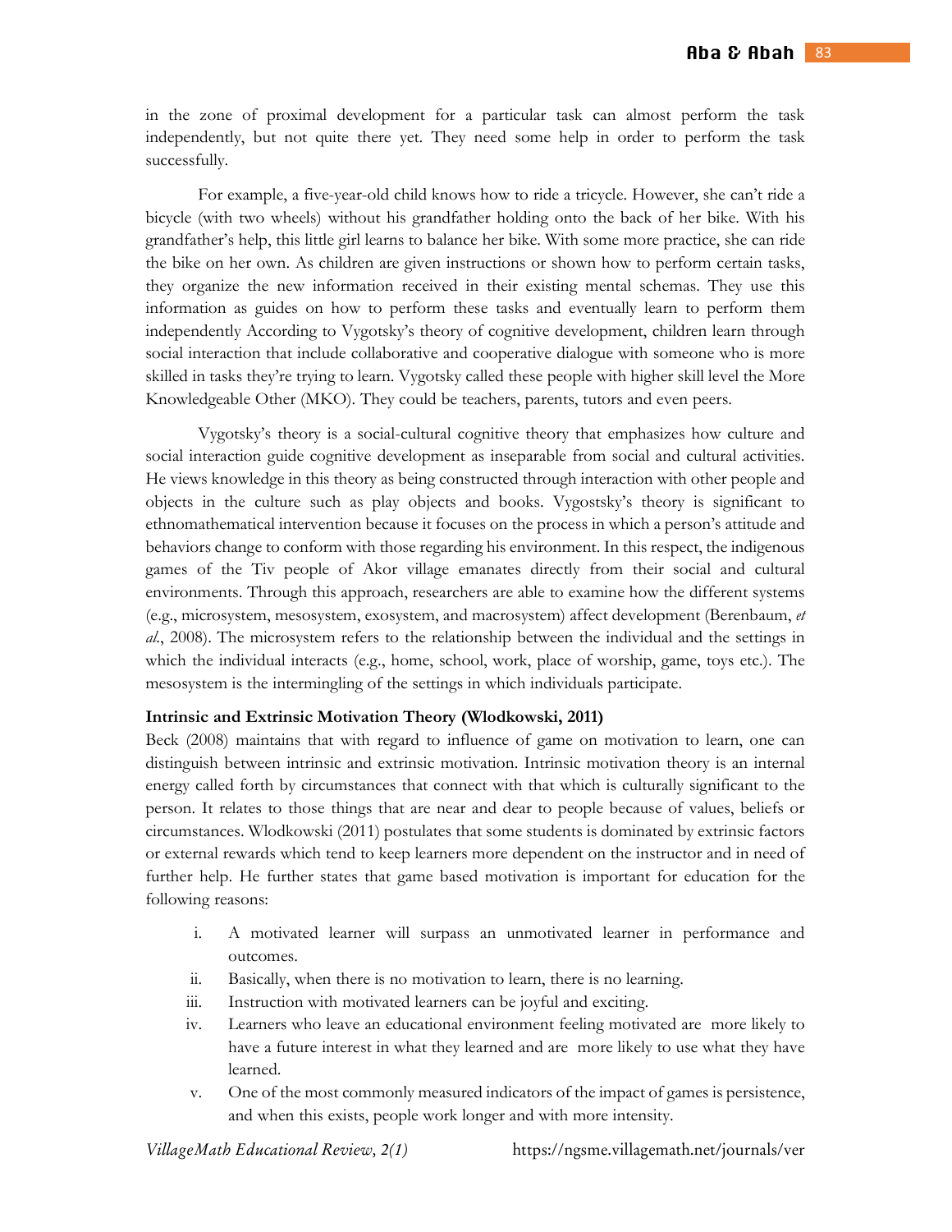in the zone of proximal development for a particular task can almost perform the task independently, but not quite there yet. They need some help in order to perform the task successfully.

For example, a five-year-old child knows how to ride a tricycle. However, she can't ride a bicycle (with two wheels) without his grandfather holding onto the back of her bike. With his grandfather's help, this little girl learns to balance her bike. With some more practice, she can ride the bike on her own. As children are given instructions or shown how to perform certain tasks, they organize the new information received in their existing mental schemas. They use this information as guides on how to perform these tasks and eventually learn to perform them independently According to Vygotsky's theory of cognitive development, children learn through social interaction that include collaborative and cooperative dialogue with someone who is more skilled in tasks they're trying to learn. Vygotsky called these people with higher skill level the More Knowledgeable Other (MKO). They could be teachers, parents, tutors and even peers.

Vygotsky's theory is a social-cultural cognitive theory that emphasizes how culture and social interaction guide cognitive development as inseparable from social and cultural activities. He views knowledge in this theory as being constructed through interaction with other people and objects in the culture such as play objects and books. Vygostsky's theory is significant to ethnomathematical intervention because it focuses on the process in which a person's attitude and behaviors change to conform with those regarding his environment. In this respect, the indigenous games of the Tiv people of Akor village emanates directly from their social and cultural environments. Through this approach, researchers are able to examine how the different systems (e.g., microsystem, mesosystem, exosystem, and macrosystem) affect development (Berenbaum, *et al.*, 2008). The microsystem refers to the relationship between the individual and the settings in which the individual interacts (e.g., home, school, work, place of worship, game, toys etc.). The mesosystem is the intermingling of the settings in which individuals participate.

**Intrinsic and Extrinsic Motivation Theory (Wlodkowski, 2011)**

Beck (2008) maintains that with regard to influence of game on motivation to learn, one can distinguish between intrinsic and extrinsic motivation. Intrinsic motivation theory is an internal energy called forth by circumstances that connect with that which is culturally significant to the person. It relates to those things that are near and dear to people because of values, beliefs or circumstances. Wlodkowski (2011) postulates that some students is dominated by extrinsic factors or external rewards which tend to keep learners more dependent on the instructor and in need of further help. He further states that game based motivation is important for education for the following reasons:

i. A motivated learner will surpass an unmotivated learner in performance and outcomes.
ii. Basically, when there is no motivation to learn, there is no learning.
iii. Instruction with motivated learners can be joyful and exciting.
iv. Learners who leave an educational environment feeling motivated are more likely to have a future interest in what they learned and are more likely to use what they have learned.
v. One of the most commonly measured indicators of the impact of games is persistence, and when this exists, people work longer and with more intensity.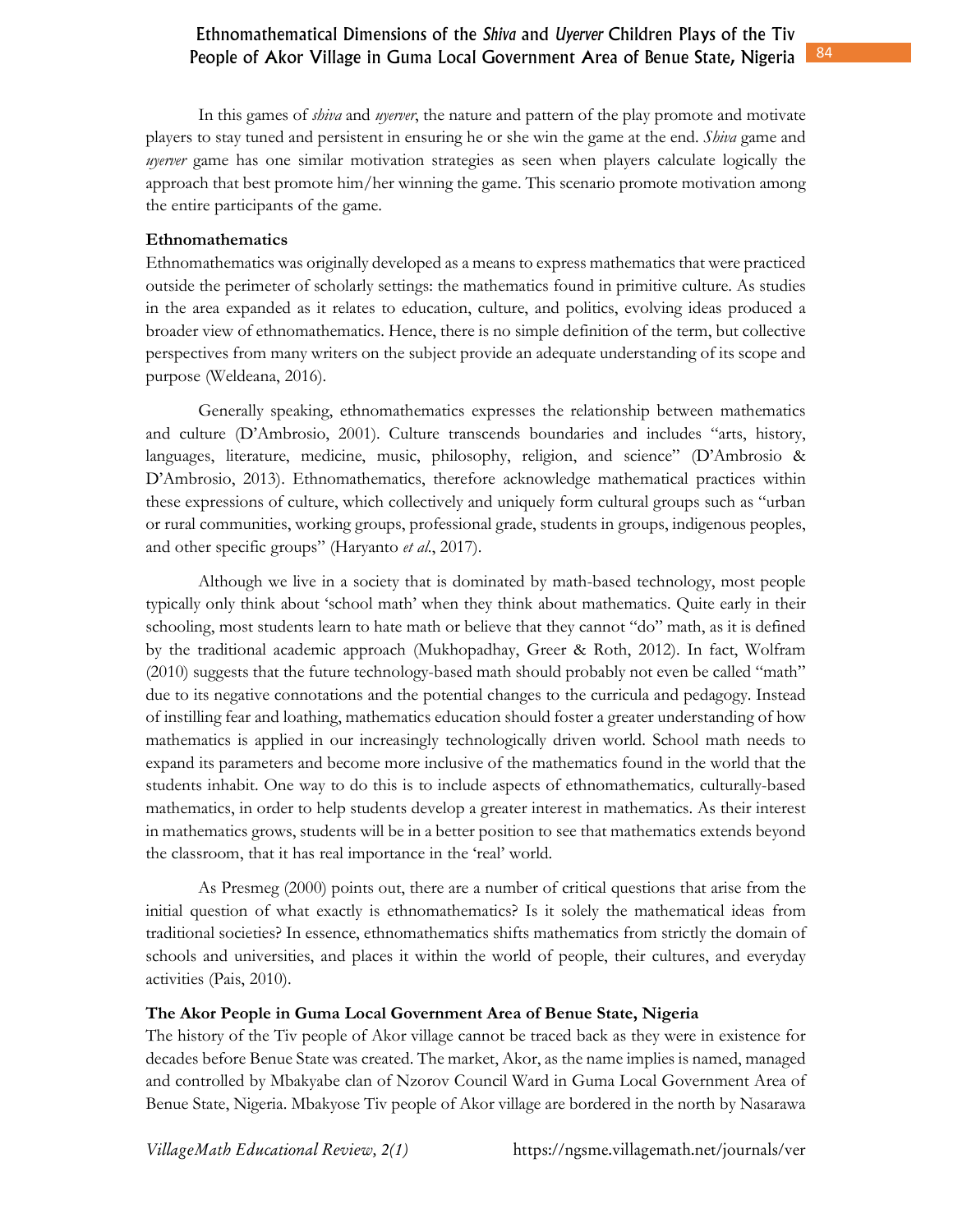In this games of *shiva* and *uyerver*, the nature and pattern of the play promote and motivate players to stay tuned and persistent in ensuring he or she win the game at the end. *Shiva* game and *uyerver* game has one similar motivation strategies as seen when players calculate logically the approach that best promote him/her winning the game. This scenario promote motivation among the entire participants of the game.

**Ethnomathematics**

Ethnomathematics was originally developed as a means to express mathematics that were practiced outside the perimeter of scholarly settings: the mathematics found in primitive culture. As studies in the area expanded as it relates to education, culture, and politics, evolving ideas produced a broader view of ethnomathematics. Hence, there is no simple definition of the term, but collective perspectives from many writers on the subject provide an adequate understanding of its scope and purpose (Weldeana, 2016).

Generally speaking, ethnomathematics expresses the relationship between mathematics and culture (D'Ambrosio, 2001). Culture transcends boundaries and includes "arts, history, languages, literature, medicine, music, philosophy, religion, and science" (D'Ambrosio & D'Ambrosio, 2013). Ethnomathematics, therefore acknowledge mathematical practices within these expressions of culture, which collectively and uniquely form cultural groups such as "urban or rural communities, working groups, professional grade, students in groups, indigenous peoples, and other specific groups" (Haryanto *et al*., 2017).

Although we live in a society that is dominated by math-based technology, most people typically only think about 'school math' when they think about mathematics. Quite early in their schooling, most students learn to hate math or believe that they cannot "do" math, as it is defined by the traditional academic approach (Mukhopadhay, Greer & Roth, 2012). In fact, Wolfram (2010) suggests that the future technology-based math should probably not even be called "math" due to its negative connotations and the potential changes to the curricula and pedagogy. Instead of instilling fear and loathing, mathematics education should foster a greater understanding of how mathematics is applied in our increasingly technologically driven world. School math needs to expand its parameters and become more inclusive of the mathematics found in the world that the students inhabit. One way to do this is to include aspects of ethnomathematics*,* culturally-based mathematics, in order to help students develop a greater interest in mathematics. As their interest in mathematics grows, students will be in a better position to see that mathematics extends beyond the classroom, that it has real importance in the 'real' world.

As Presmeg (2000) points out, there are a number of critical questions that arise from the initial question of what exactly is ethnomathematics? Is it solely the mathematical ideas from traditional societies? In essence, ethnomathematics shifts mathematics from strictly the domain of schools and universities, and places it within the world of people, their cultures, and everyday activities (Pais, 2010).

**The Akor People in Guma Local Government Area of Benue State, Nigeria**

The history of the Tiv people of Akor village cannot be traced back as they were in existence for decades before Benue State was created. The market, Akor, as the name implies is named, managed and controlled by Mbakyabe clan of Nzorov Council Ward in Guma Local Government Area of Benue State, Nigeria. Mbakyose Tiv people of Akor village are bordered in the north by Nasarawa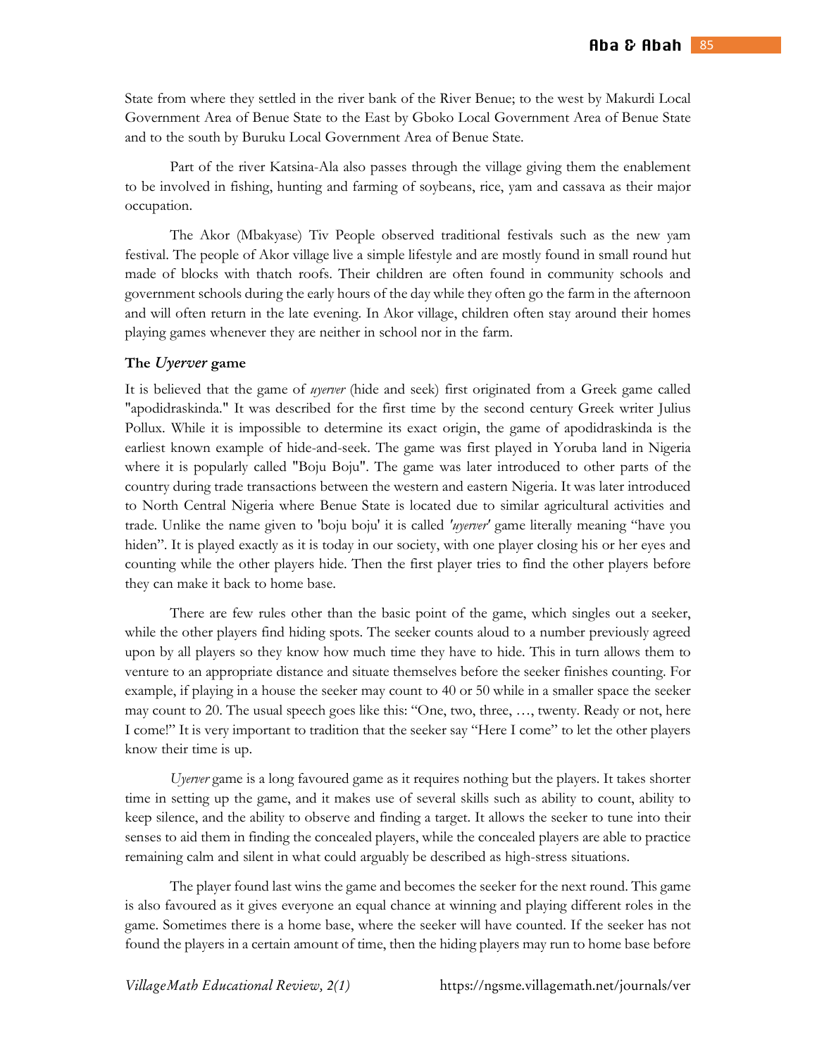State from where they settled in the river bank of the River Benue; to the west by Makurdi Local Government Area of Benue State to the East by Gboko Local Government Area of Benue State and to the south by Buruku Local Government Area of Benue State.

Part of the river Katsina-Ala also passes through the village giving them the enablement to be involved in fishing, hunting and farming of soybeans, rice, yam and cassava as their major occupation.

The Akor (Mbakyase) Tiv People observed traditional festivals such as the new yam festival. The people of Akor village live a simple lifestyle and are mostly found in small round hut made of blocks with thatch roofs. Their children are often found in community schools and government schools during the early hours of the day while they often go the farm in the afternoon and will often return in the late evening. In Akor village, children often stay around their homes playing games whenever they are neither in school nor in the farm.

### The *Uyerver* game

It is believed that the game of *uyerver* (hide and seek) first originated from a Greek game called "apodidraskinda." It was described for the first time by the second century Greek writer Julius Pollux. While it is impossible to determine its exact origin, the game of apodidraskinda is the earliest known example of hide-and-seek. The game was first played in Yoruba land in Nigeria where it is popularly called "Boju Boju". The game was later introduced to other parts of the country during trade transactions between the western and eastern Nigeria. It was later introduced to North Central Nigeria where Benue State is located due to similar agricultural activities and trade. Unlike the name given to 'boju boju' it is called *'uyerver'* game literally meaning "have you hiden". It is played exactly as it is today in our society, with one player closing his or her eyes and counting while the other players hide. Then the first player tries to find the other players before they can make it back to home base.

There are few rules other than the basic point of the game, which singles out a seeker, while the other players find hiding spots. The seeker counts aloud to a number previously agreed upon by all players so they know how much time they have to hide. This in turn allows them to venture to an appropriate distance and situate themselves before the seeker finishes counting. For example, if playing in a house the seeker may count to 40 or 50 while in a smaller space the seeker may count to 20. The usual speech goes like this: "One, two, three, …, twenty. Ready or not, here I come!" It is very important to tradition that the seeker say "Here I come" to let the other players know their time is up.

*Uyerver* game is a long favoured game as it requires nothing but the players. It takes shorter time in setting up the game, and it makes use of several skills such as ability to count, ability to keep silence, and the ability to observe and finding a target. It allows the seeker to tune into their senses to aid them in finding the concealed players, while the concealed players are able to practice remaining calm and silent in what could arguably be described as high-stress situations.

The player found last wins the game and becomes the seeker for the next round. This game is also favoured as it gives everyone an equal chance at winning and playing different roles in the game. Sometimes there is a home base, where the seeker will have counted. If the seeker has not found the players in a certain amount of time, then the hiding players may run to home base before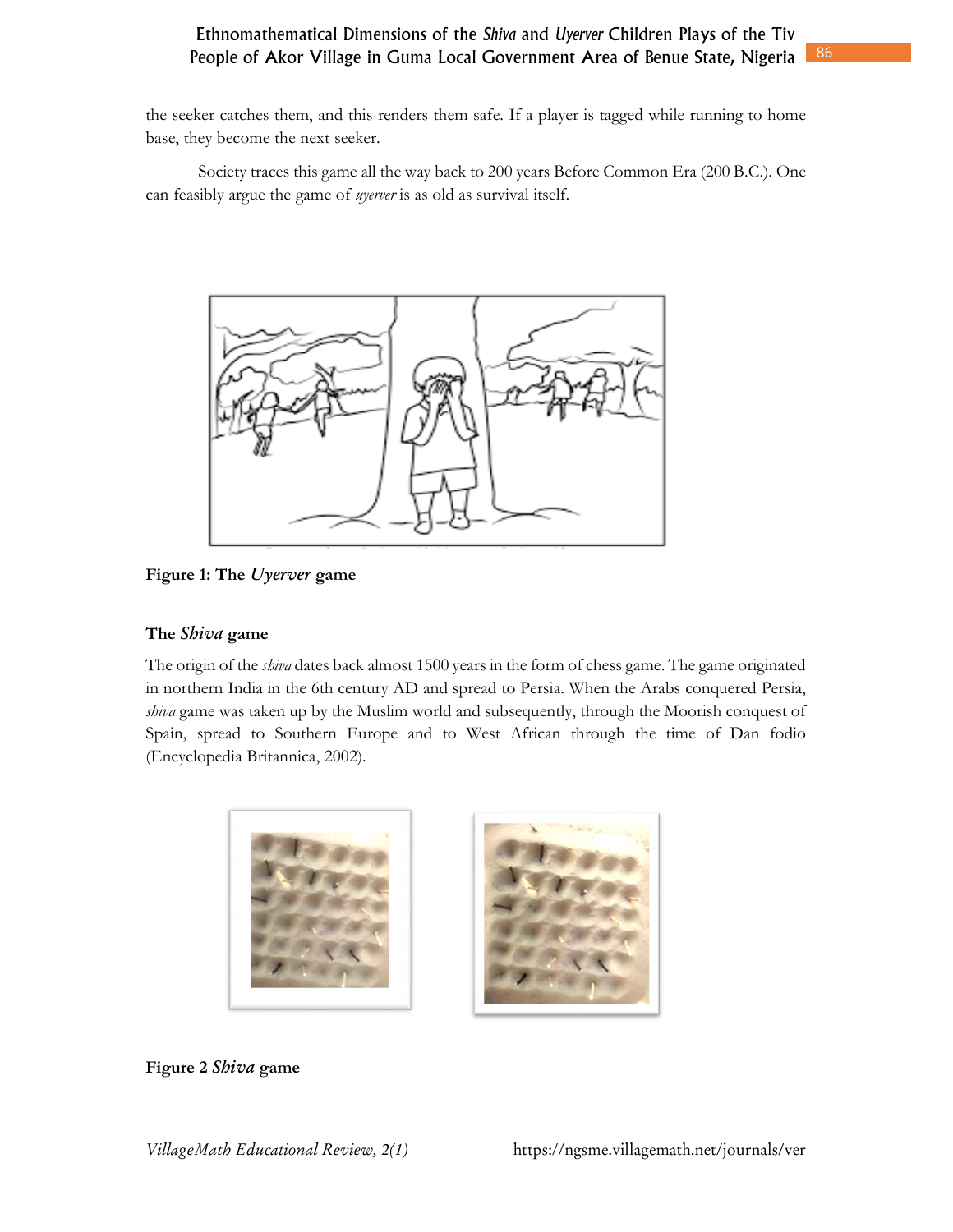the seeker catches them, and this renders them safe. If a player is tagged while running to home base, they become the next seeker.

Society traces this game all the way back to 200 years Before Common Era (200 B.C.). One can feasibly argue the game of *uyerver* is as old as survival itself.

**Figure 1: The *Uyerver* game**

### The *Shiva* game

The origin of the *shiva* dates back almost 1500 years in the form of chess game. The game originated in northern India in the 6th century AD and spread to Persia. When the Arabs conquered Persia, *shiva* game was taken up by the Muslim world and subsequently, through the Moorish conquest of Spain, spread to Southern Europe and to West African through the time of Dan fodio (Encyclopedia Britannica, 2002).

**Figure 2 *Shiva* game**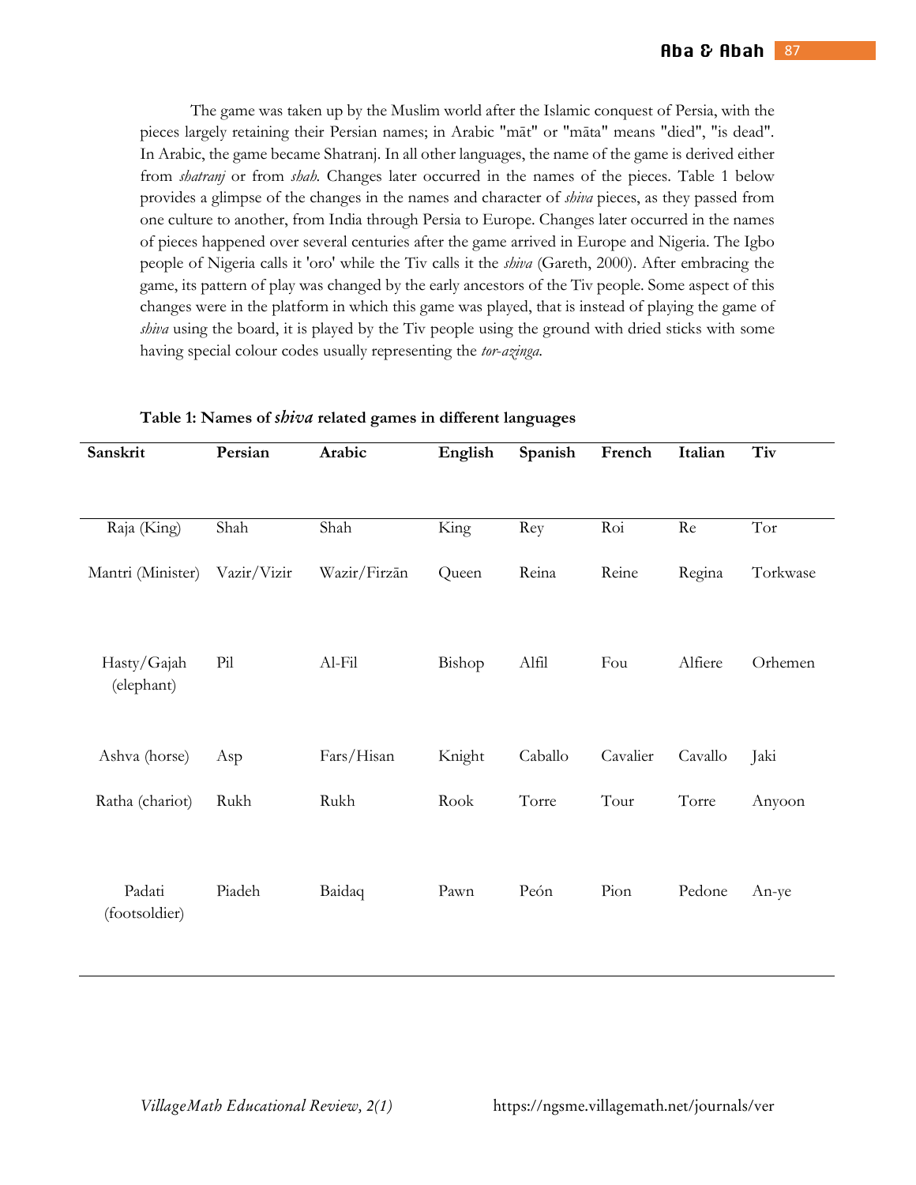The game was taken up by the Muslim world after the Islamic conquest of Persia, with the pieces largely retaining their Persian names; in Arabic "māt" or "māta" means "died", "is dead". In Arabic, the game became Shatranj. In all other languages, the name of the game is derived either from *shatranj* or from *shah*. Changes later occurred in the names of the pieces. Table 1 below provides a glimpse of the changes in the names and character of *shiva* pieces, as they passed from one culture to another, from India through Persia to Europe. Changes later occurred in the names of pieces happened over several centuries after the game arrived in Europe and Nigeria. The Igbo people of Nigeria calls it 'oro' while the Tiv calls it the *shiva* (Gareth, 2000). After embracing the game, its pattern of play was changed by the early ancestors of the Tiv people. Some aspect of this changes were in the platform in which this game was played, that is instead of playing the game of *shiva* using the board, it is played by the Tiv people using the ground with dried sticks with some having special colour codes usually representing the *tor-azinga*.

**Table 1: Names of *shiva* related games in different languages**

| Sanskrit | Persian | Arabic | English | Spanish | French | Italian | Tiv |
|---|---|---|---|---|---|---|---|
| Raja (King) | Shah | Shah | King | Rey | Roi | Re | Tor |
| Mantri (Minister) | Vazir/Vizir | Wazir/Firzān | Queen | Reina | Reine | Regina | Torkwase |
| Hasty/Gajah (elephant) | Pil | Al-Fil | Bishop | Alfil | Fou | Alfiere | Orhemen |
| Ashva (horse) | Asp | Fars/Hisan | Knight | Caballo | Cavalier | Cavallo | Jaki |
| Ratha (chariot) | Rukh | Rukh | Rook | Torre | Tour | Torre | Anyoon |
| Padati (footsoldier) | Piadeh | Baidaq | Pawn | Peón | Pion | Pedone | An-ye |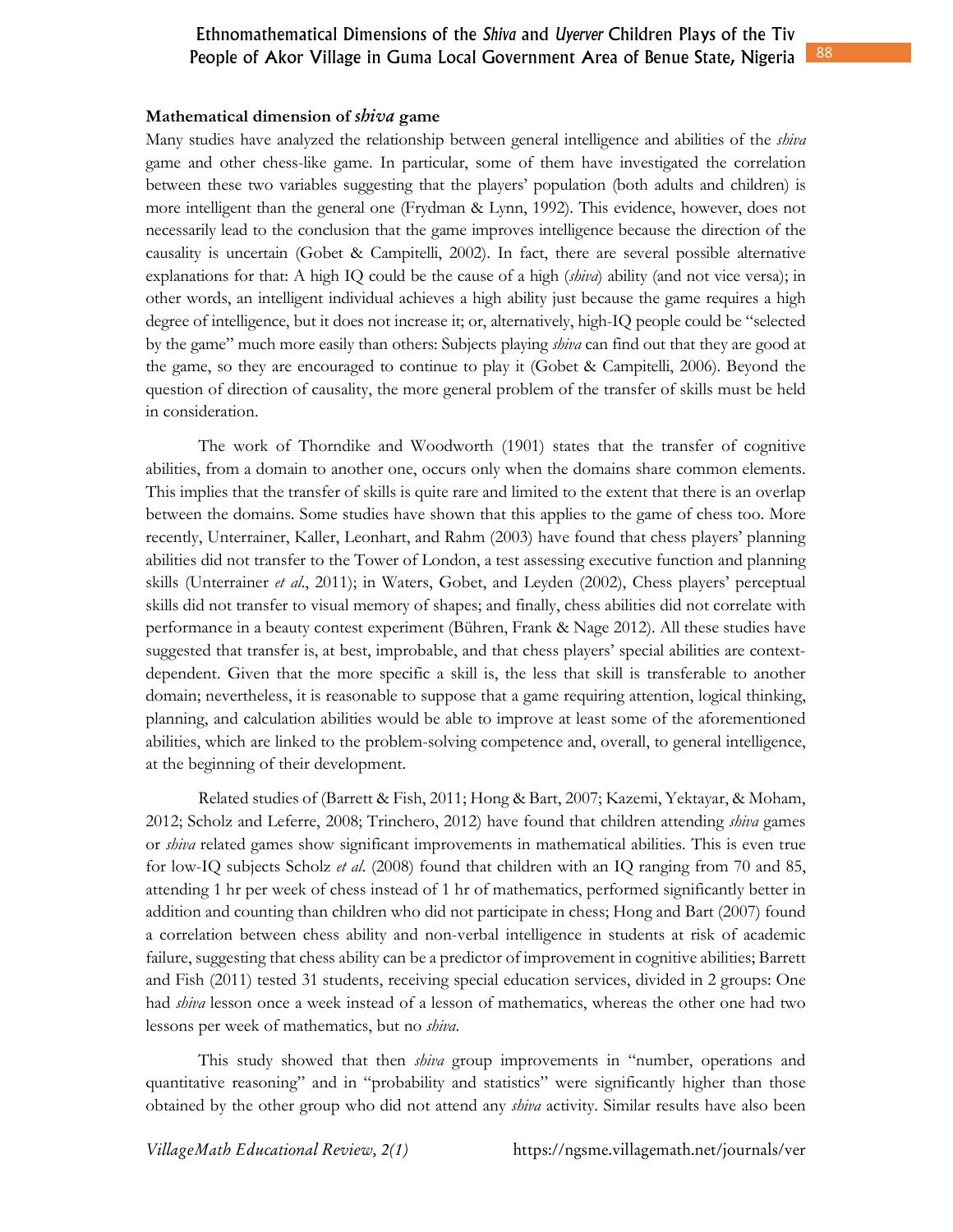### Mathematical dimension of *shiva* game

Many studies have analyzed the relationship between general intelligence and abilities of the *shiva* game and other chess-like game. In particular, some of them have investigated the correlation between these two variables suggesting that the players' population (both adults and children) is more intelligent than the general one (Frydman & Lynn, 1992). This evidence, however, does not necessarily lead to the conclusion that the game improves intelligence because the direction of the causality is uncertain (Gobet & Campitelli, 2002). In fact, there are several possible alternative explanations for that: A high IQ could be the cause of a high (*shiva*) ability (and not vice versa); in other words, an intelligent individual achieves a high ability just because the game requires a high degree of intelligence, but it does not increase it; or, alternatively, high-IQ people could be "selected by the game" much more easily than others: Subjects playing *shiva* can find out that they are good at the game, so they are encouraged to continue to play it (Gobet & Campitelli, 2006). Beyond the question of direction of causality, the more general problem of the transfer of skills must be held in consideration.

The work of Thorndike and Woodworth (1901) states that the transfer of cognitive abilities, from a domain to another one, occurs only when the domains share common elements. This implies that the transfer of skills is quite rare and limited to the extent that there is an overlap between the domains. Some studies have shown that this applies to the game of chess too. More recently, Unterrainer, Kaller, Leonhart, and Rahm (2003) have found that chess players' planning abilities did not transfer to the Tower of London, a test assessing executive function and planning skills (Unterrainer *et al*., 2011); in Waters, Gobet, and Leyden (2002), Chess players' perceptual skills did not transfer to visual memory of shapes; and finally, chess abilities did not correlate with performance in a beauty contest experiment (Bühren, Frank & Nage 2012). All these studies have suggested that transfer is, at best, improbable, and that chess players' special abilities are context-dependent. Given that the more specific a skill is, the less that skill is transferable to another domain; nevertheless, it is reasonable to suppose that a game requiring attention, logical thinking, planning, and calculation abilities would be able to improve at least some of the aforementioned abilities, which are linked to the problem-solving competence and, overall, to general intelligence, at the beginning of their development.

Related studies of (Barrett & Fish, 2011; Hong & Bart, 2007; Kazemi, Yektayar, & Moham, 2012; Scholz and Leferre, 2008; Trinchero, 2012) have found that children attending *shiva* games or *shiva* related games show significant improvements in mathematical abilities. This is even true for low-IQ subjects Scholz *et al*. (2008) found that children with an IQ ranging from 70 and 85, attending 1 hr per week of chess instead of 1 hr of mathematics, performed significantly better in addition and counting than children who did not participate in chess; Hong and Bart (2007) found a correlation between chess ability and non-verbal intelligence in students at risk of academic failure, suggesting that chess ability can be a predictor of improvement in cognitive abilities; Barrett and Fish (2011) tested 31 students, receiving special education services, divided in 2 groups: One had *shiva* lesson once a week instead of a lesson of mathematics, whereas the other one had two lessons per week of mathematics, but no *shiva*.

This study showed that then *shiva* group improvements in "number, operations and quantitative reasoning" and in "probability and statistics" were significantly higher than those obtained by the other group who did not attend any *shiva* activity. Similar results have also been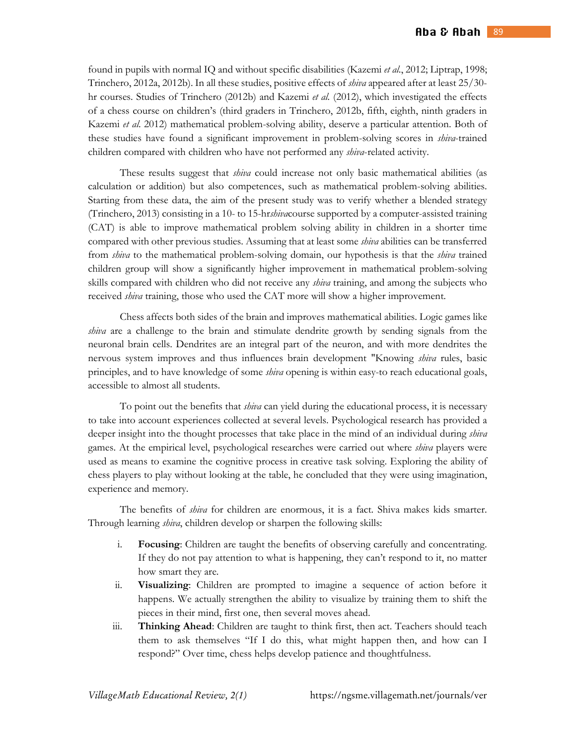found in pupils with normal IQ and without specific disabilities (Kazemi *et al*., 2012; Liptrap, 1998; Trinchero, 2012a, 2012b). In all these studies, positive effects of *shiva* appeared after at least 25/30-hr courses. Studies of Trinchero (2012b) and Kazemi *et al.* (2012), which investigated the effects of a chess course on children's (third graders in Trinchero, 2012b, fifth, eighth, ninth graders in Kazemi *et al.* 2012) mathematical problem-solving ability, deserve a particular attention. Both of these studies have found a significant improvement in problem-solving scores in *shiva*-trained children compared with children who have not performed any *shiva*-related activity.

These results suggest that *shiva* could increase not only basic mathematical abilities (as calculation or addition) but also competences, such as mathematical problem-solving abilities. Starting from these data, the aim of the present study was to verify whether a blended strategy (Trinchero, 2013) consisting in a 10- to 15-hr*shiva*course supported by a computer-assisted training (CAT) is able to improve mathematical problem solving ability in children in a shorter time compared with other previous studies. Assuming that at least some *shiva* abilities can be transferred from *shiva* to the mathematical problem-solving domain, our hypothesis is that the *shiva* trained children group will show a significantly higher improvement in mathematical problem-solving skills compared with children who did not receive any *shiva* training, and among the subjects who received *shiva* training, those who used the CAT more will show a higher improvement.

Chess affects both sides of the brain and improves mathematical abilities. Logic games like *shiva* are a challenge to the brain and stimulate dendrite growth by sending signals from the neuronal brain cells. Dendrites are an integral part of the neuron, and with more dendrites the nervous system improves and thus influences brain development "Knowing *shiva* rules, basic principles, and to have knowledge of some *shiva* opening is within easy-to reach educational goals, accessible to almost all students.

To point out the benefits that *shiva* can yield during the educational process, it is necessary to take into account experiences collected at several levels. Psychological research has provided a deeper insight into the thought processes that take place in the mind of an individual during *shiva* games. At the empirical level, psychological researches were carried out where *shiva* players were used as means to examine the cognitive process in creative task solving. Exploring the ability of chess players to play without looking at the table, he concluded that they were using imagination, experience and memory.

The benefits of *shiva* for children are enormous, it is a fact. Shiva makes kids smarter. Through learning *shiva*, children develop or sharpen the following skills:

i. **Focusing**: Children are taught the benefits of observing carefully and concentrating. If they do not pay attention to what is happening, they can't respond to it, no matter how smart they are.
ii. **Visualizing**: Children are prompted to imagine a sequence of action before it happens. We actually strengthen the ability to visualize by training them to shift the pieces in their mind, first one, then several moves ahead.
iii. **Thinking Ahead**: Children are taught to think first, then act. Teachers should teach them to ask themselves "If I do this, what might happen then, and how can I respond?" Over time, chess helps develop patience and thoughtfulness.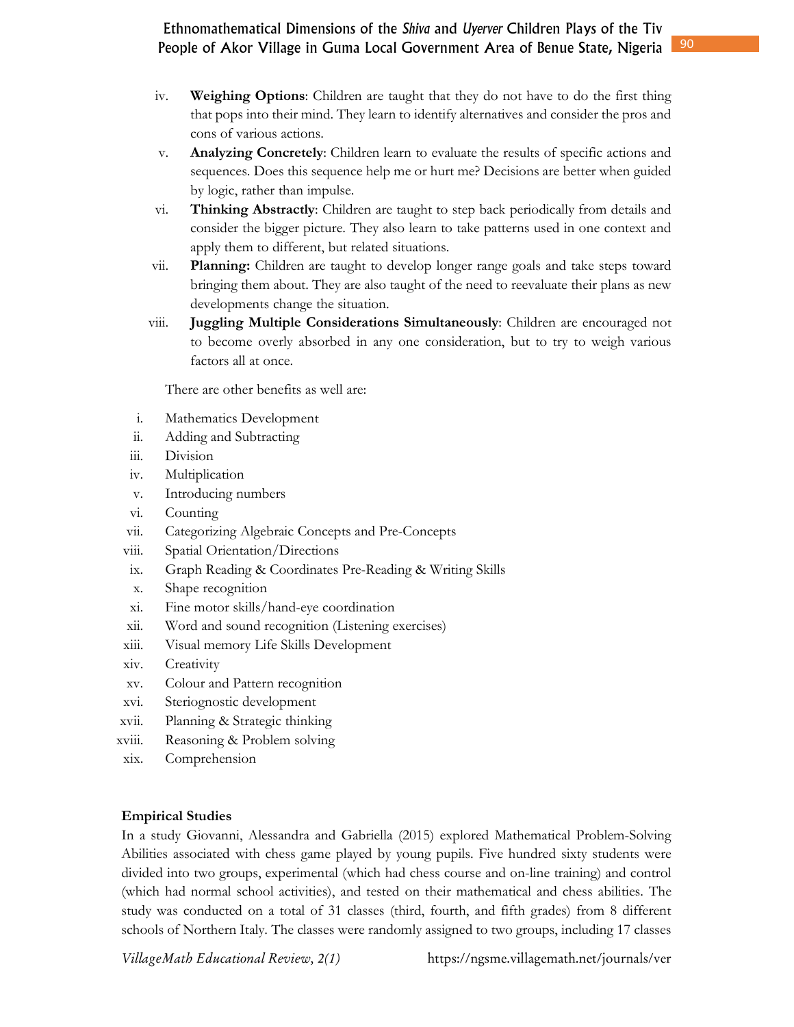iv. **Weighing Options**: Children are taught that they do not have to do the first thing that pops into their mind. They learn to identify alternatives and consider the pros and cons of various actions.

v. **Analyzing Concretely**: Children learn to evaluate the results of specific actions and sequences. Does this sequence help me or hurt me? Decisions are better when guided by logic, rather than impulse.

vi. **Thinking Abstractly**: Children are taught to step back periodically from details and consider the bigger picture. They also learn to take patterns used in one context and apply them to different, but related situations.

vii. **Planning:** Children are taught to develop longer range goals and take steps toward bringing them about. They are also taught of the need to reevaluate their plans as new developments change the situation.

viii. **Juggling Multiple Considerations Simultaneously**: Children are encouraged not to become overly absorbed in any one consideration, but to try to weigh various factors all at once.

There are other benefits as well are:

i. Mathematics Development
ii. Adding and Subtracting
iii. Division
iv. Multiplication
v. Introducing numbers
vi. Counting
vii. Categorizing Algebraic Concepts and Pre-Concepts
viii. Spatial Orientation/Directions
ix. Graph Reading & Coordinates Pre-Reading & Writing Skills
x. Shape recognition
xi. Fine motor skills/hand-eye coordination
xii. Word and sound recognition (Listening exercises)
xiii. Visual memory Life Skills Development
xiv. Creativity
xv. Colour and Pattern recognition
xvi. Steriognostic development
xvii. Planning & Strategic thinking
xviii. Reasoning & Problem solving
xix. Comprehension

**Empirical Studies**

In a study Giovanni, Alessandra and Gabriella (2015) explored Mathematical Problem-Solving Abilities associated with chess game played by young pupils. Five hundred sixty students were divided into two groups, experimental (which had chess course and on-line training) and control (which had normal school activities), and tested on their mathematical and chess abilities. The study was conducted on a total of 31 classes (third, fourth, and fifth grades) from 8 different schools of Northern Italy. The classes were randomly assigned to two groups, including 17 classes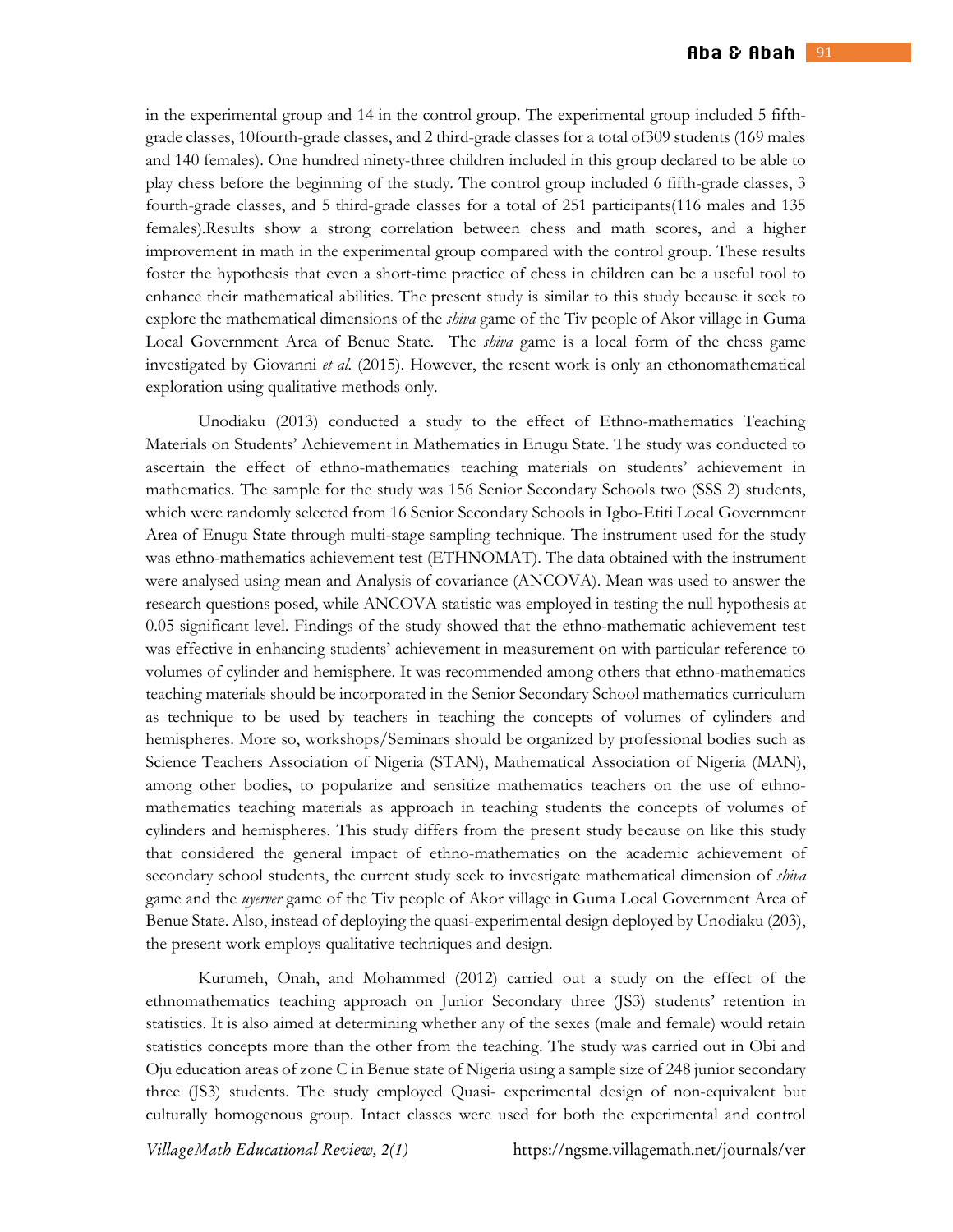in the experimental group and 14 in the control group. The experimental group included 5 fifth-grade classes, 10fourth-grade classes, and 2 third-grade classes for a total of309 students (169 males and 140 females). One hundred ninety-three children included in this group declared to be able to play chess before the beginning of the study. The control group included 6 fifth-grade classes, 3 fourth-grade classes, and 5 third-grade classes for a total of 251 participants(116 males and 135 females).Results show a strong correlation between chess and math scores, and a higher improvement in math in the experimental group compared with the control group. These results foster the hypothesis that even a short-time practice of chess in children can be a useful tool to enhance their mathematical abilities. The present study is similar to this study because it seek to explore the mathematical dimensions of the *shiva* game of the Tiv people of Akor village in Guma Local Government Area of Benue State. The *shiva* game is a local form of the chess game investigated by Giovanni *et al.* (2015). However, the resent work is only an ethonomathematical exploration using qualitative methods only.

Unodiaku (2013) conducted a study to the effect of Ethno-mathematics Teaching Materials on Students' Achievement in Mathematics in Enugu State. The study was conducted to ascertain the effect of ethno-mathematics teaching materials on students' achievement in mathematics. The sample for the study was 156 Senior Secondary Schools two (SSS 2) students, which were randomly selected from 16 Senior Secondary Schools in Igbo-Etiti Local Government Area of Enugu State through multi-stage sampling technique. The instrument used for the study was ethno-mathematics achievement test (ETHNOMAT). The data obtained with the instrument were analysed using mean and Analysis of covariance (ANCOVA). Mean was used to answer the research questions posed, while ANCOVA statistic was employed in testing the null hypothesis at 0.05 significant level. Findings of the study showed that the ethno-mathematic achievement test was effective in enhancing students' achievement in measurement on with particular reference to volumes of cylinder and hemisphere. It was recommended among others that ethno-mathematics teaching materials should be incorporated in the Senior Secondary School mathematics curriculum as technique to be used by teachers in teaching the concepts of volumes of cylinders and hemispheres. More so, workshops/Seminars should be organized by professional bodies such as Science Teachers Association of Nigeria (STAN), Mathematical Association of Nigeria (MAN), among other bodies, to popularize and sensitize mathematics teachers on the use of ethno-mathematics teaching materials as approach in teaching students the concepts of volumes of cylinders and hemispheres. This study differs from the present study because on like this study that considered the general impact of ethno-mathematics on the academic achievement of secondary school students, the current study seek to investigate mathematical dimension of *shiva* game and the *uyerver* game of the Tiv people of Akor village in Guma Local Government Area of Benue State. Also, instead of deploying the quasi-experimental design deployed by Unodiaku (203), the present work employs qualitative techniques and design.

Kurumeh, Onah, and Mohammed (2012) carried out a study on the effect of the ethnomathematics teaching approach on Junior Secondary three (JS3) students' retention in statistics. It is also aimed at determining whether any of the sexes (male and female) would retain statistics concepts more than the other from the teaching. The study was carried out in Obi and Oju education areas of zone C in Benue state of Nigeria using a sample size of 248 junior secondary three (JS3) students. The study employed Quasi- experimental design of non-equivalent but culturally homogenous group. Intact classes were used for both the experimental and control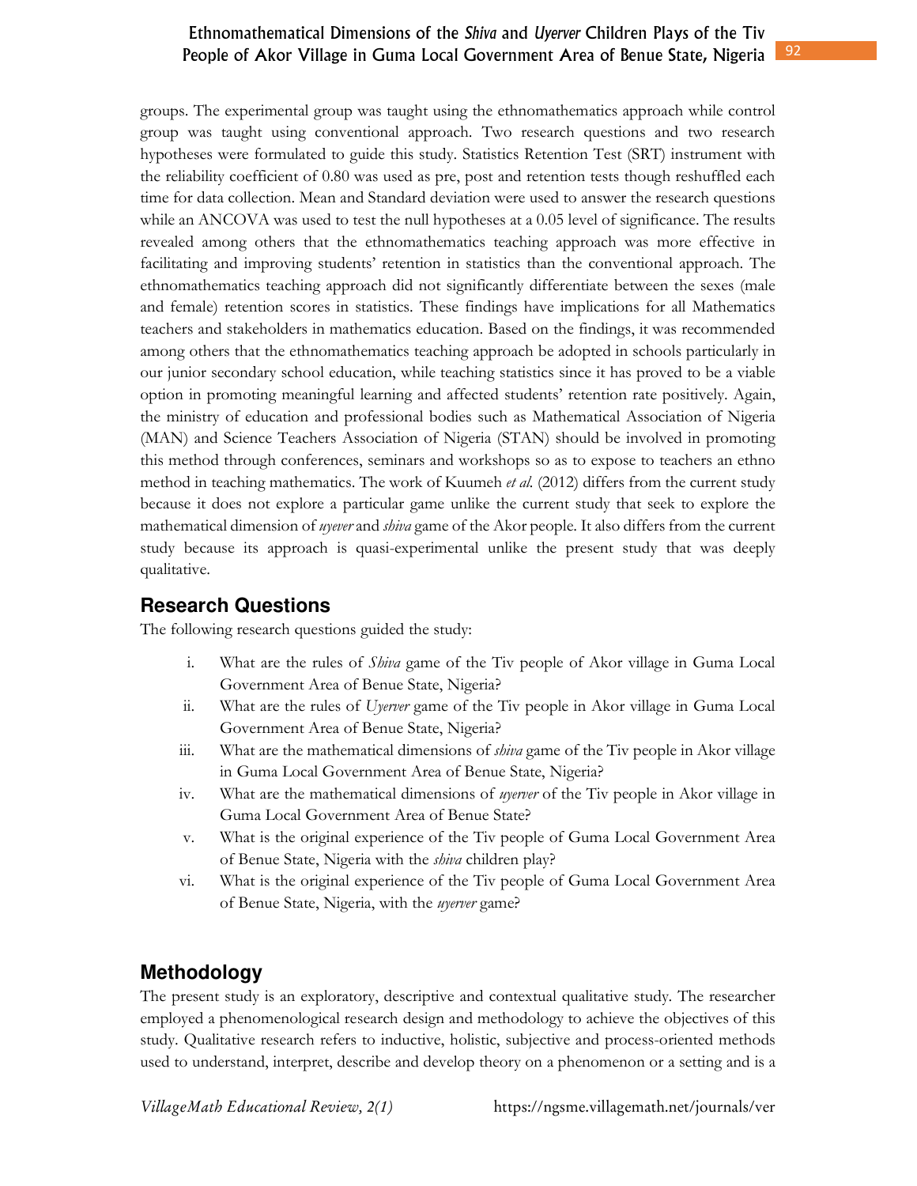groups. The experimental group was taught using the ethnomathematics approach while control group was taught using conventional approach. Two research questions and two research hypotheses were formulated to guide this study. Statistics Retention Test (SRT) instrument with the reliability coefficient of 0.80 was used as pre, post and retention tests though reshuffled each time for data collection. Mean and Standard deviation were used to answer the research questions while an ANCOVA was used to test the null hypotheses at a 0.05 level of significance. The results revealed among others that the ethnomathematics teaching approach was more effective in facilitating and improving students' retention in statistics than the conventional approach. The ethnomathematics teaching approach did not significantly differentiate between the sexes (male and female) retention scores in statistics. These findings have implications for all Mathematics teachers and stakeholders in mathematics education. Based on the findings, it was recommended among others that the ethnomathematics teaching approach be adopted in schools particularly in our junior secondary school education, while teaching statistics since it has proved to be a viable option in promoting meaningful learning and affected students' retention rate positively. Again, the ministry of education and professional bodies such as Mathematical Association of Nigeria (MAN) and Science Teachers Association of Nigeria (STAN) should be involved in promoting this method through conferences, seminars and workshops so as to expose to teachers an ethno method in teaching mathematics. The work of Kuumeh *et al.* (2012) differs from the current study because it does not explore a particular game unlike the current study that seek to explore the mathematical dimension of *uyever* and *shiva* game of the Akor people. It also differs from the current study because its approach is quasi-experimental unlike the present study that was deeply qualitative.

## Research Questions

The following research questions guided the study:

i. What are the rules of *Shiva* game of the Tiv people of Akor village in Guma Local Government Area of Benue State, Nigeria?
ii. What are the rules of *Uyerver* game of the Tiv people in Akor village in Guma Local Government Area of Benue State, Nigeria?
iii. What are the mathematical dimensions of *shiva* game of the Tiv people in Akor village in Guma Local Government Area of Benue State, Nigeria?
iv. What are the mathematical dimensions of *uyerver* of the Tiv people in Akor village in Guma Local Government Area of Benue State?
v. What is the original experience of the Tiv people of Guma Local Government Area of Benue State, Nigeria with the *shiva* children play?
vi. What is the original experience of the Tiv people of Guma Local Government Area of Benue State, Nigeria, with the *uyerver* game?

## Methodology

The present study is an exploratory, descriptive and contextual qualitative study. The researcher employed a phenomenological research design and methodology to achieve the objectives of this study. Qualitative research refers to inductive, holistic, subjective and process-oriented methods used to understand, interpret, describe and develop theory on a phenomenon or a setting and is a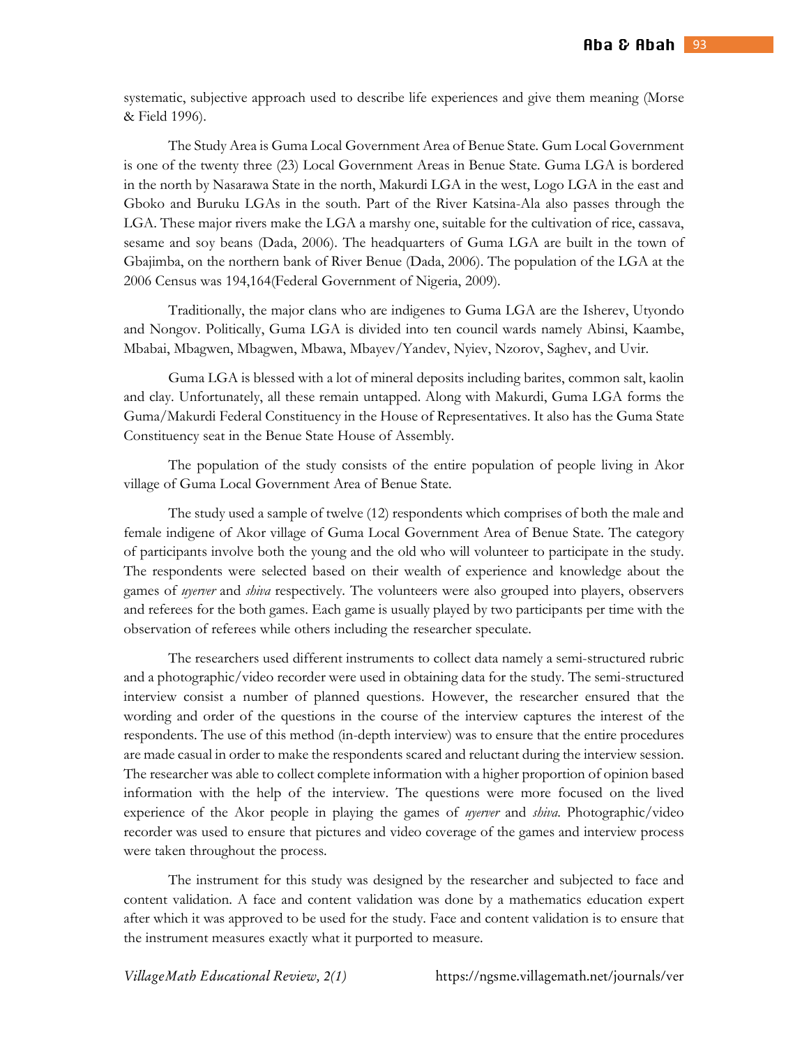systematic, subjective approach used to describe life experiences and give them meaning (Morse & Field 1996).

The Study Area is Guma Local Government Area of Benue State. Gum Local Government is one of the twenty three (23) Local Government Areas in Benue State. Guma LGA is bordered in the north by Nasarawa State in the north, Makurdi LGA in the west, Logo LGA in the east and Gboko and Buruku LGAs in the south. Part of the River Katsina-Ala also passes through the LGA. These major rivers make the LGA a marshy one, suitable for the cultivation of rice, cassava, sesame and soy beans (Dada, 2006). The headquarters of Guma LGA are built in the town of Gbajimba, on the northern bank of River Benue (Dada, 2006). The population of the LGA at the 2006 Census was 194,164(Federal Government of Nigeria, 2009).

Traditionally, the major clans who are indigenes to Guma LGA are the Isherev, Utyondo and Nongov. Politically, Guma LGA is divided into ten council wards namely Abinsi, Kaambe, Mbabai, Mbagwen, Mbagwen, Mbawa, Mbayev/Yandev, Nyiev, Nzorov, Saghev, and Uvir.

Guma LGA is blessed with a lot of mineral deposits including barites, common salt, kaolin and clay. Unfortunately, all these remain untapped. Along with Makurdi, Guma LGA forms the Guma/Makurdi Federal Constituency in the House of Representatives. It also has the Guma State Constituency seat in the Benue State House of Assembly.

The population of the study consists of the entire population of people living in Akor village of Guma Local Government Area of Benue State.

The study used a sample of twelve (12) respondents which comprises of both the male and female indigene of Akor village of Guma Local Government Area of Benue State. The category of participants involve both the young and the old who will volunteer to participate in the study. The respondents were selected based on their wealth of experience and knowledge about the games of *uyerver* and *shiva* respectively. The volunteers were also grouped into players, observers and referees for the both games. Each game is usually played by two participants per time with the observation of referees while others including the researcher speculate.

The researchers used different instruments to collect data namely a semi-structured rubric and a photographic/video recorder were used in obtaining data for the study. The semi-structured interview consist a number of planned questions. However, the researcher ensured that the wording and order of the questions in the course of the interview captures the interest of the respondents. The use of this method (in-depth interview) was to ensure that the entire procedures are made casual in order to make the respondents scared and reluctant during the interview session. The researcher was able to collect complete information with a higher proportion of opinion based information with the help of the interview. The questions were more focused on the lived experience of the Akor people in playing the games of *uyerver* and *shiva*. Photographic/video recorder was used to ensure that pictures and video coverage of the games and interview process were taken throughout the process.

The instrument for this study was designed by the researcher and subjected to face and content validation. A face and content validation was done by a mathematics education expert after which it was approved to be used for the study. Face and content validation is to ensure that the instrument measures exactly what it purported to measure.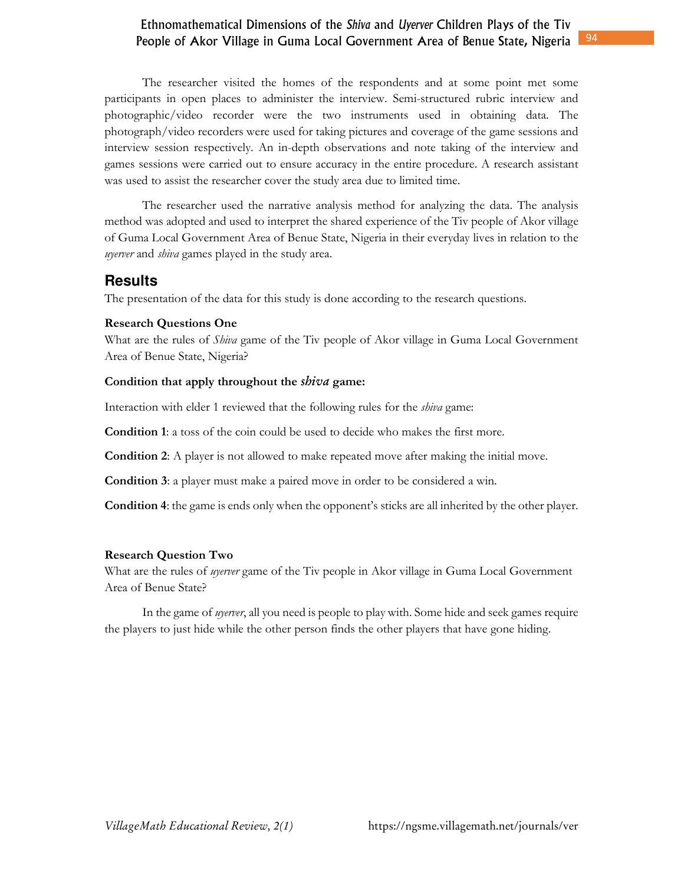The researcher visited the homes of the respondents and at some point met some participants in open places to administer the interview. Semi-structured rubric interview and photographic/video recorder were the two instruments used in obtaining data. The photograph/video recorders were used for taking pictures and coverage of the game sessions and interview session respectively. An in-depth observations and note taking of the interview and games sessions were carried out to ensure accuracy in the entire procedure. A research assistant was used to assist the researcher cover the study area due to limited time.

The researcher used the narrative analysis method for analyzing the data. The analysis method was adopted and used to interpret the shared experience of the Tiv people of Akor village of Guma Local Government Area of Benue State, Nigeria in their everyday lives in relation to the *uyerver* and *shiva* games played in the study area.

## Results

The presentation of the data for this study is done according to the research questions.

**Research Questions One**

What are the rules of *Shiva* game of the Tiv people of Akor village in Guma Local Government Area of Benue State, Nigeria?

**Condition that apply throughout the *shiva* game:**

Interaction with elder 1 reviewed that the following rules for the *shiva* game:

**Condition 1**: a toss of the coin could be used to decide who makes the first more.

**Condition 2**: A player is not allowed to make repeated move after making the initial move.

**Condition 3**: a player must make a paired move in order to be considered a win.

**Condition 4**: the game is ends only when the opponent's sticks are all inherited by the other player.

**Research Question Two**

What are the rules of *uyerver* game of the Tiv people in Akor village in Guma Local Government Area of Benue State?

In the game of *uyerver*, all you need is people to play with. Some hide and seek games require the players to just hide while the other person finds the other players that have gone hiding.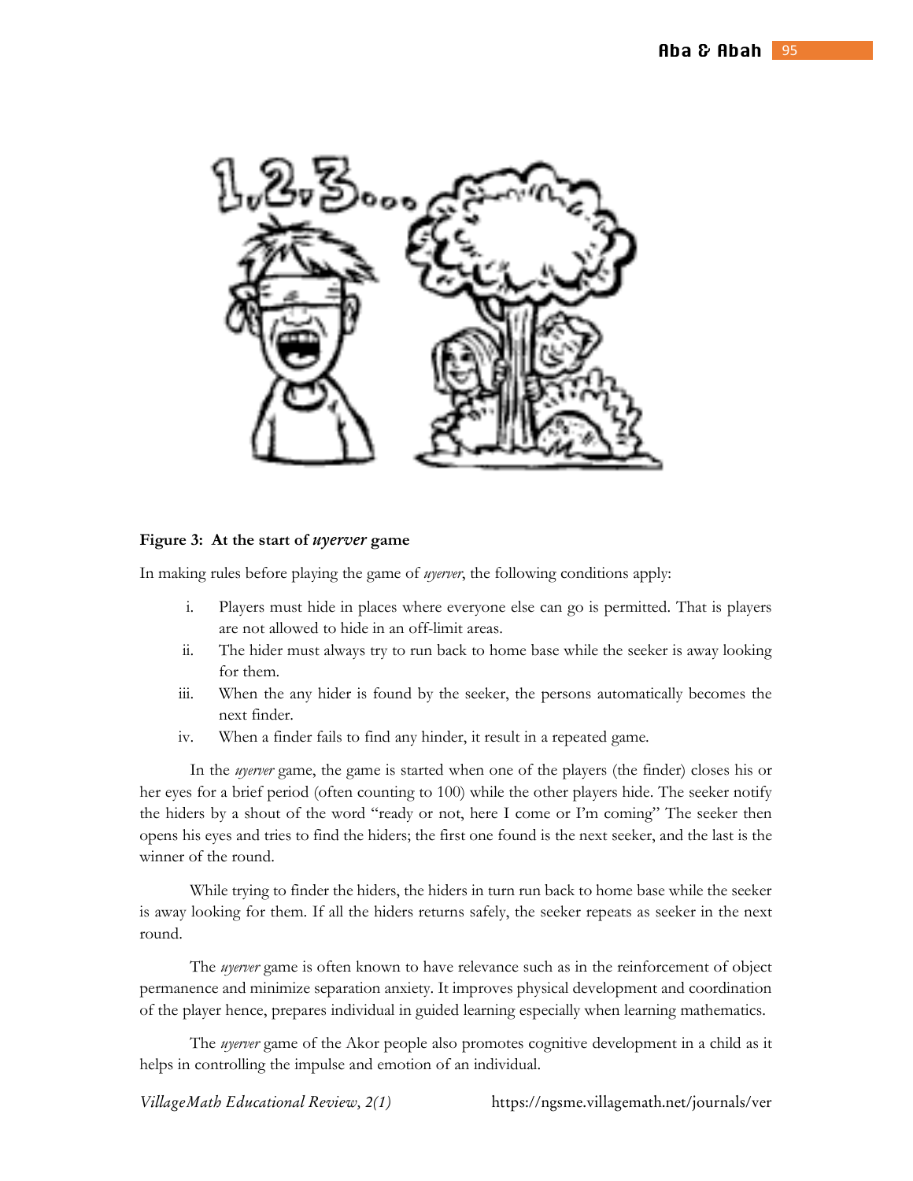**Figure 3: At the start of *uyerver* game**

In making rules before playing the game of *uyerver*, the following conditions apply:

i. Players must hide in places where everyone else can go is permitted. That is players are not allowed to hide in an off-limit areas.
ii. The hider must always try to run back to home base while the seeker is away looking for them.
iii. When the any hider is found by the seeker, the persons automatically becomes the next finder.
iv. When a finder fails to find any hinder, it result in a repeated game.

In the *uyerver* game, the game is started when one of the players (the finder) closes his or her eyes for a brief period (often counting to 100) while the other players hide. The seeker notify the hiders by a shout of the word "ready or not, here I come or I'm coming" The seeker then opens his eyes and tries to find the hiders; the first one found is the next seeker, and the last is the winner of the round.

While trying to finder the hiders, the hiders in turn run back to home base while the seeker is away looking for them. If all the hiders returns safely, the seeker repeats as seeker in the next round.

The *uyerver* game is often known to have relevance such as in the reinforcement of object permanence and minimize separation anxiety. It improves physical development and coordination of the player hence, prepares individual in guided learning especially when learning mathematics.

The *uyerver* game of the Akor people also promotes cognitive development in a child as it helps in controlling the impulse and emotion of an individual.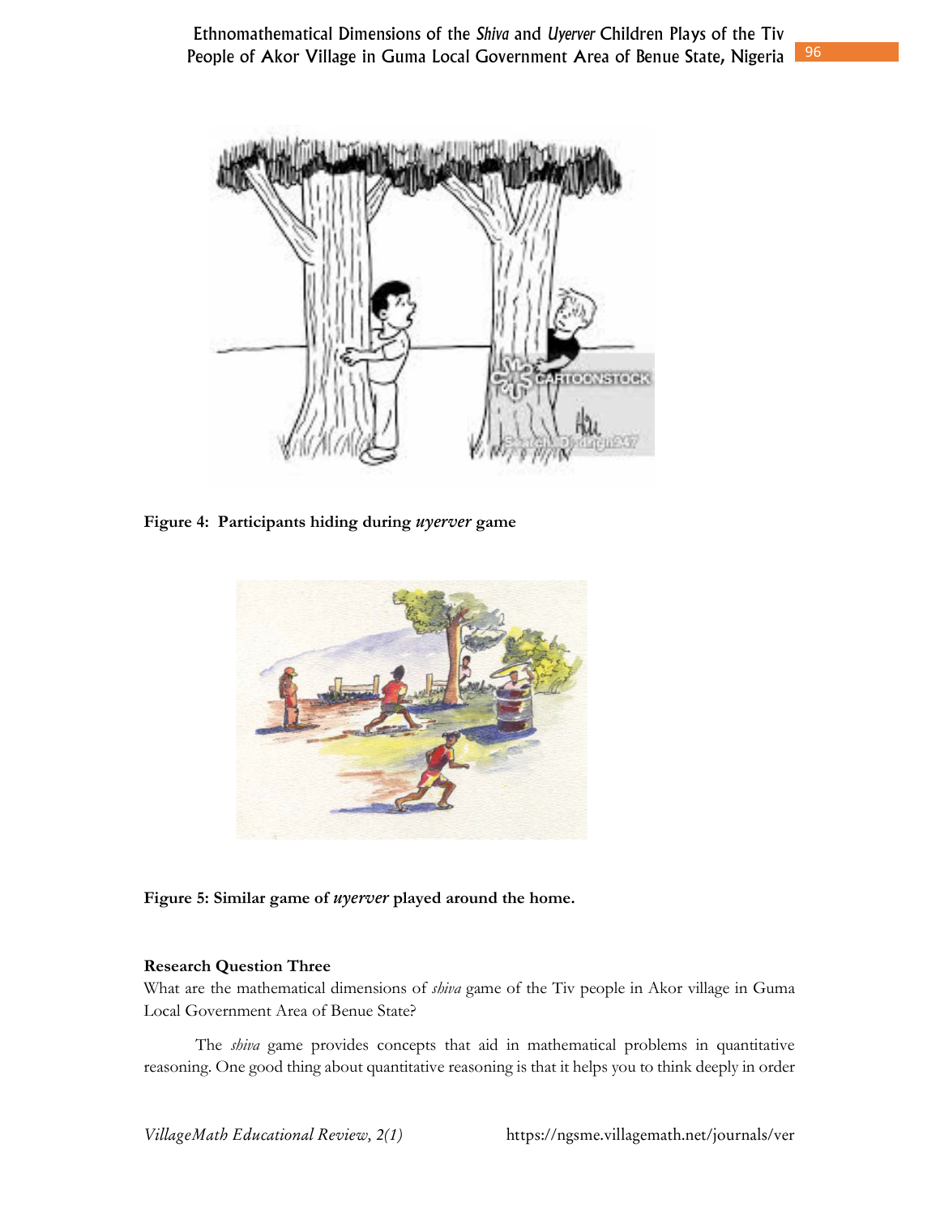**Figure 4: Participants hiding during *uyerver* game**

**Figure 5: Similar game of *uyerver* played around the home.**

### Research Question Three

What are the mathematical dimensions of *shiva* game of the Tiv people in Akor village in Guma Local Government Area of Benue State?

The *shiva* game provides concepts that aid in mathematical problems in quantitative reasoning. One good thing about quantitative reasoning is that it helps you to think deeply in order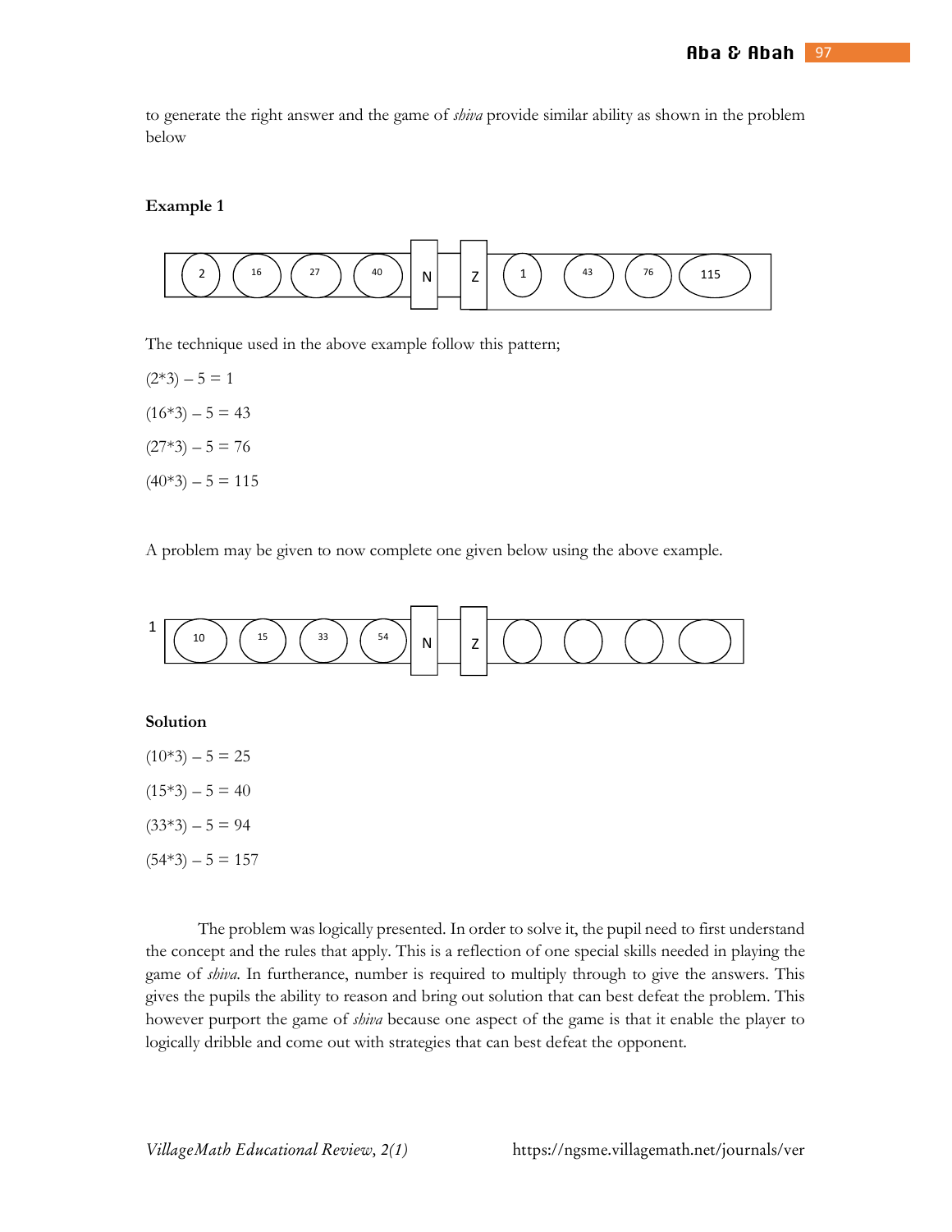to generate the right answer and the game of *shiva* provide similar ability as shown in the problem below

**Example 1**

| 2 | 16 | 27 | 40 | N | Z | 1 | 43 | 76 | 115 |
|---|---|---|---|---|---|---|---|---|---|

The technique used in the above example follow this pattern;

(2*3) – 5 = 1

(16*3) – 5 = 43

(27*3) – 5 = 76

(40*3) – 5 = 115

A problem may be given to now complete one given below using the above example.

1

| 10 | 15 | 33 | 54 | N | Z | | | | |
|---|---|---|---|---|---|---|---|---|---|

**Solution**

(10*3) – 5 = 25

(15*3) – 5 = 40

(33*3) – 5 = 94

(54*3) – 5 = 157

The problem was logically presented. In order to solve it, the pupil need to first understand the concept and the rules that apply. This is a reflection of one special skills needed in playing the game of *shiva*. In furtherance, number is required to multiply through to give the answers. This gives the pupils the ability to reason and bring out solution that can best defeat the problem. This however purport the game of *shiva* because one aspect of the game is that it enable the player to logically dribble and come out with strategies that can best defeat the opponent.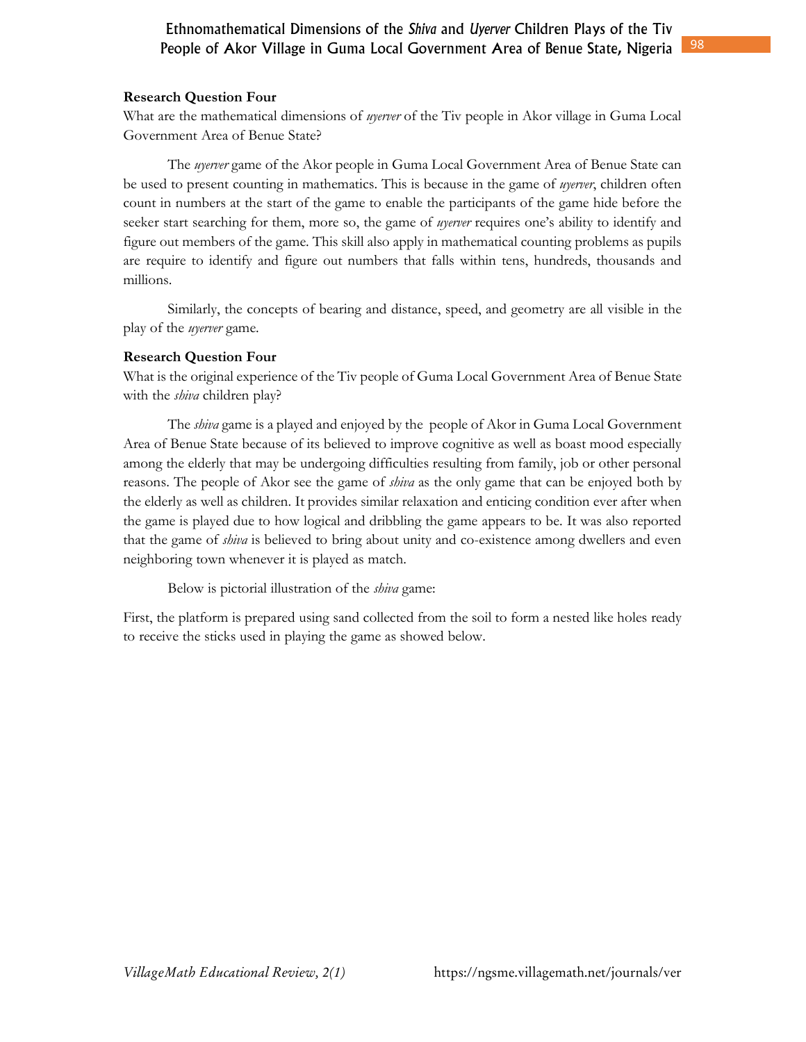**Research Question Four**

What are the mathematical dimensions of *uyerver* of the Tiv people in Akor village in Guma Local Government Area of Benue State?

The *uyerver* game of the Akor people in Guma Local Government Area of Benue State can be used to present counting in mathematics. This is because in the game of *uyerver*, children often count in numbers at the start of the game to enable the participants of the game hide before the seeker start searching for them, more so, the game of *uyerver* requires one's ability to identify and figure out members of the game. This skill also apply in mathematical counting problems as pupils are require to identify and figure out numbers that falls within tens, hundreds, thousands and millions.

Similarly, the concepts of bearing and distance, speed, and geometry are all visible in the play of the *uyerver* game.

**Research Question Four**

What is the original experience of the Tiv people of Guma Local Government Area of Benue State with the *shiva* children play?

The *shiva* game is a played and enjoyed by the people of Akor in Guma Local Government Area of Benue State because of its believed to improve cognitive as well as boast mood especially among the elderly that may be undergoing difficulties resulting from family, job or other personal reasons. The people of Akor see the game of *shiva* as the only game that can be enjoyed both by the elderly as well as children. It provides similar relaxation and enticing condition ever after when the game is played due to how logical and dribbling the game appears to be. It was also reported that the game of *shiva* is believed to bring about unity and co-existence among dwellers and even neighboring town whenever it is played as match.

Below is pictorial illustration of the *shiva* game:

First, the platform is prepared using sand collected from the soil to form a nested like holes ready to receive the sticks used in playing the game as showed below.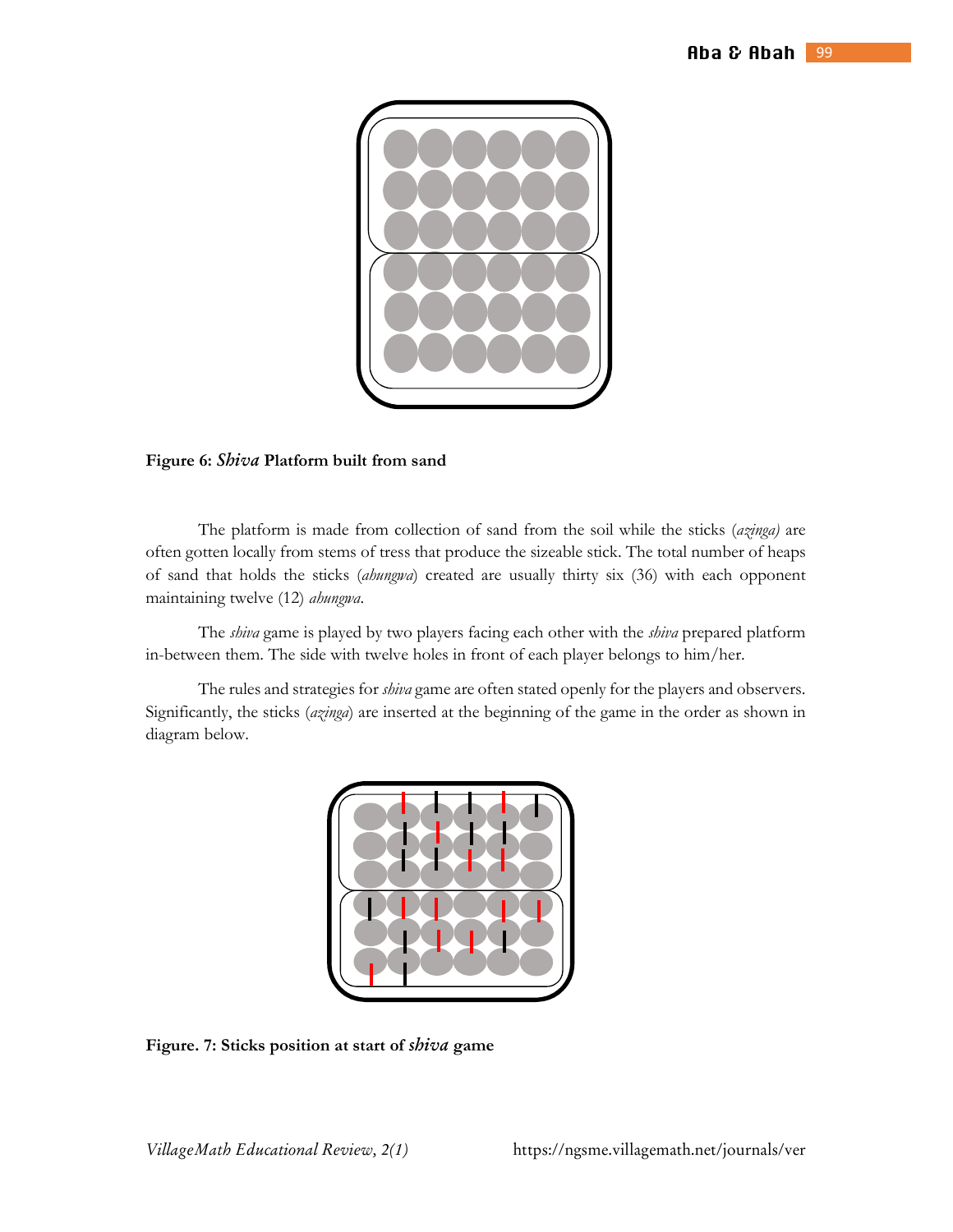**Figure 6: *Shiva* Platform built from sand**

The platform is made from collection of sand from the soil while the sticks (*azinga)* are often gotten locally from stems of tress that produce the sizeable stick. The total number of heaps of sand that holds the sticks (*ahungwa*) created are usually thirty six (36) with each opponent maintaining twelve (12) *ahungwa.*

The *shiva* game is played by two players facing each other with the *shiva* prepared platform in-between them. The side with twelve holes in front of each player belongs to him/her.

The rules and strategies for *shiva* game are often stated openly for the players and observers. Significantly, the sticks (*azinga*) are inserted at the beginning of the game in the order as shown in diagram below.

**Figure. 7: Sticks position at start of *shiva* game**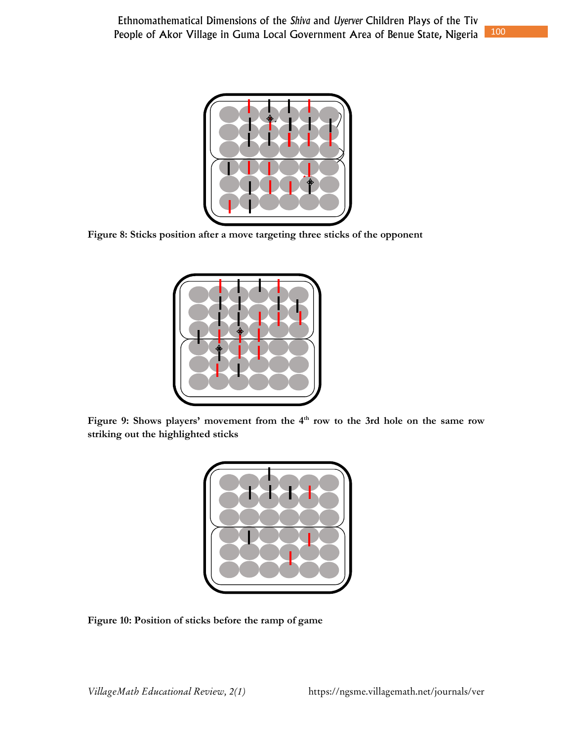Figure 8: Sticks position after a move targeting three sticks of the opponent

Figure 9: Shows players' movement from the 4th row to the 3rd hole on the same row striking out the highlighted sticks

Figure 10: Position of sticks before the ramp of game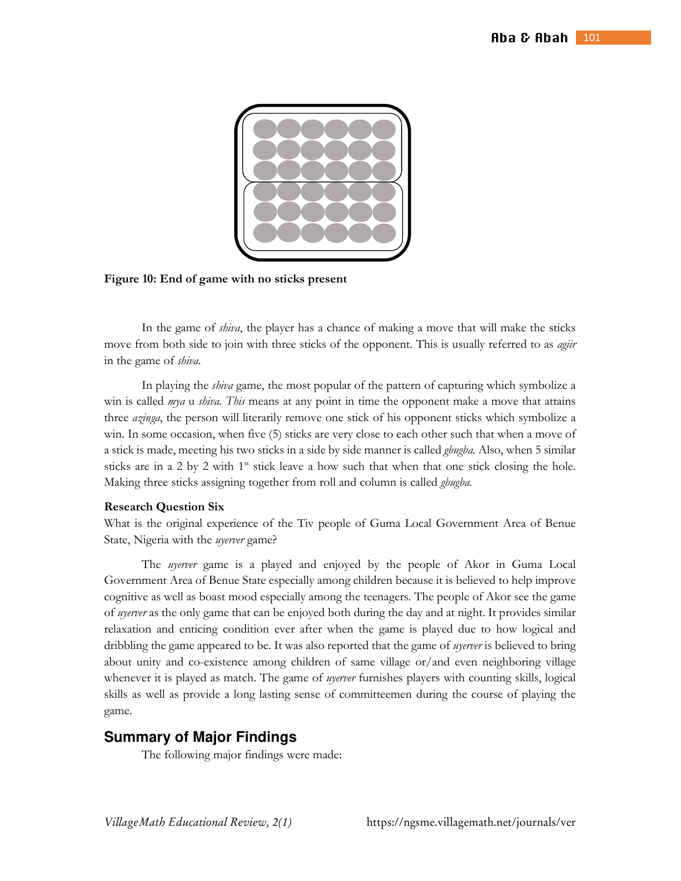**Figure 10: End of game with no sticks present**

In the game of *shiva*, the player has a chance of making a move that will make the sticks move from both side to join with three sticks of the opponent. This is usually referred to as *agiir* in the game of *shiva*.

In playing the *shiva* game, the most popular of the pattern of capturing which symbolize a win is called *mya* u *shiva. This* means at any point in time the opponent make a move that attains three *azinga*, the person will literarily remove one stick of his opponent sticks which symbolize a win. In some occasion, when five (5) sticks are very close to each other such that when a move of a stick is made, meeting his two sticks in a side by side manner is called *gbugba.* Also, when 5 similar sticks are in a 2 by 2 with 1st stick leave a how such that when that one stick closing the hole. Making three sticks assigning together from roll and column is called *gbugba.*

**Research Question Six**

What is the original experience of the Tiv people of Guma Local Government Area of Benue State, Nigeria with the *uyerver* game?

The *uyerver* game is a played and enjoyed by the people of Akor in Guma Local Government Area of Benue State especially among children because it is believed to help improve cognitive as well as boast mood especially among the teenagers. The people of Akor see the game of *uyerver* as the only game that can be enjoyed both during the day and at night. It provides similar relaxation and enticing condition ever after when the game is played due to how logical and dribbling the game appeared to be. It was also reported that the game of *uyerver* is believed to bring about unity and co-existence among children of same village or/and even neighboring village whenever it is played as match. The game of *uyerver* furnishes players with counting skills, logical skills as well as provide a long lasting sense of committeemen during the course of playing the game.

## Summary of Major Findings

The following major findings were made: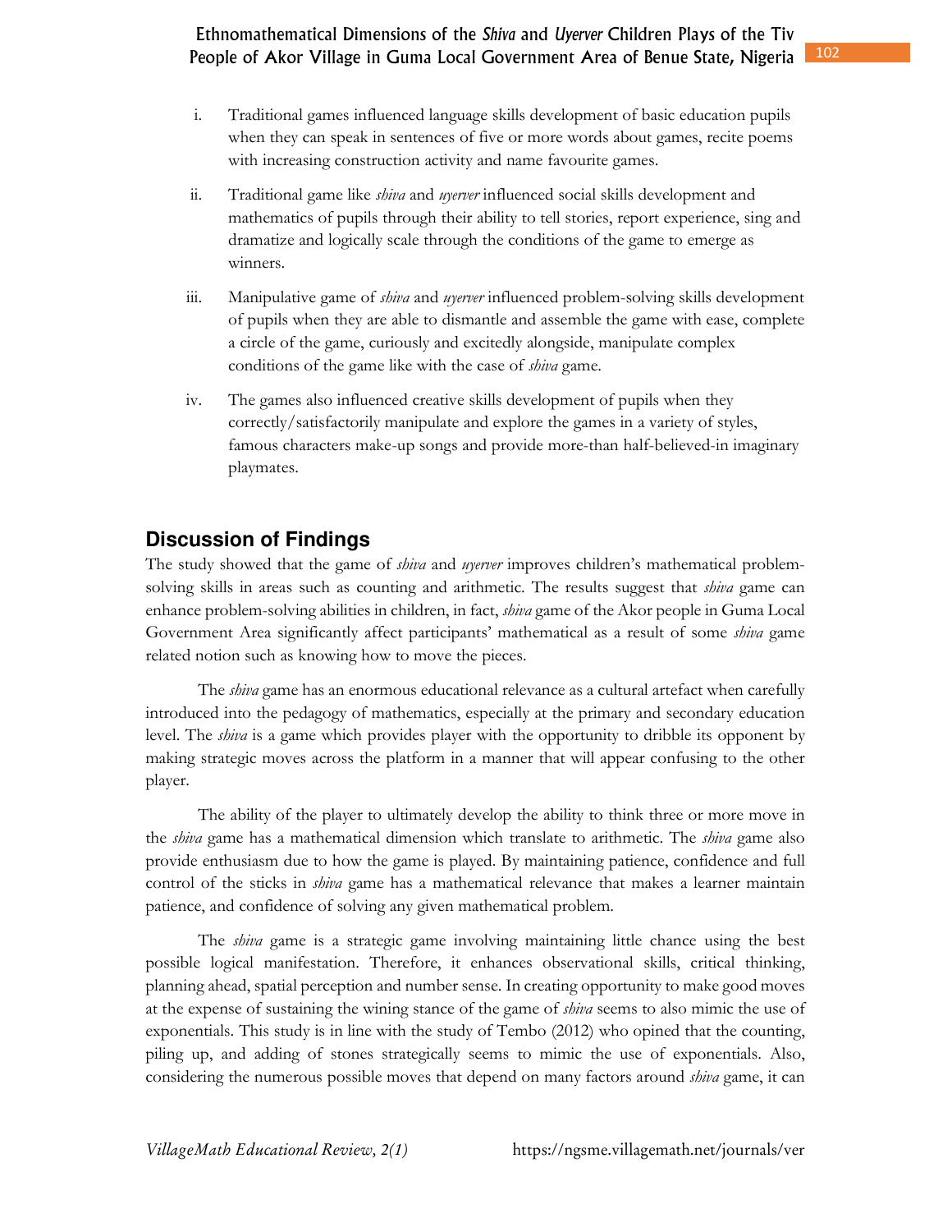i. Traditional games influenced language skills development of basic education pupils when they can speak in sentences of five or more words about games, recite poems with increasing construction activity and name favourite games.

ii. Traditional game like *shiva* and *uyerver* influenced social skills development and mathematics of pupils through their ability to tell stories, report experience, sing and dramatize and logically scale through the conditions of the game to emerge as winners.

iii. Manipulative game of *shiva* and *uyerver* influenced problem-solving skills development of pupils when they are able to dismantle and assemble the game with ease, complete a circle of the game, curiously and excitedly alongside, manipulate complex conditions of the game like with the case of *shiva* game.

iv. The games also influenced creative skills development of pupils when they correctly/satisfactorily manipulate and explore the games in a variety of styles, famous characters make-up songs and provide more-than half-believed-in imaginary playmates.

## Discussion of Findings

The study showed that the game of *shiva* and *uyerver* improves children's mathematical problem-solving skills in areas such as counting and arithmetic. The results suggest that *shiva* game can enhance problem-solving abilities in children, in fact, *shiva* game of the Akor people in Guma Local Government Area significantly affect participants' mathematical as a result of some *shiva* game related notion such as knowing how to move the pieces.

The *shiva* game has an enormous educational relevance as a cultural artefact when carefully introduced into the pedagogy of mathematics, especially at the primary and secondary education level. The *shiva* is a game which provides player with the opportunity to dribble its opponent by making strategic moves across the platform in a manner that will appear confusing to the other player.

The ability of the player to ultimately develop the ability to think three or more move in the *shiva* game has a mathematical dimension which translate to arithmetic. The *shiva* game also provide enthusiasm due to how the game is played. By maintaining patience, confidence and full control of the sticks in *shiva* game has a mathematical relevance that makes a learner maintain patience, and confidence of solving any given mathematical problem.

The *shiva* game is a strategic game involving maintaining little chance using the best possible logical manifestation. Therefore, it enhances observational skills, critical thinking, planning ahead, spatial perception and number sense. In creating opportunity to make good moves at the expense of sustaining the wining stance of the game of *shiva* seems to also mimic the use of exponentials. This study is in line with the study of Tembo (2012) who opined that the counting, piling up, and adding of stones strategically seems to mimic the use of exponentials. Also, considering the numerous possible moves that depend on many factors around *shiva* game, it can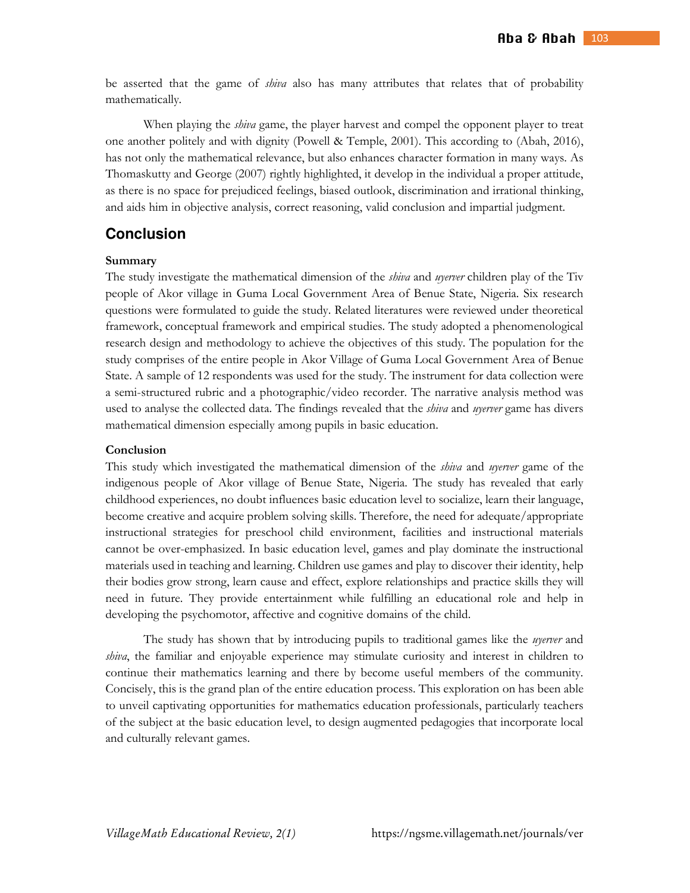be asserted that the game of *shiva* also has many attributes that relates that of probability mathematically.

When playing the *shiva* game, the player harvest and compel the opponent player to treat one another politely and with dignity (Powell & Temple, 2001). This according to (Abah, 2016), has not only the mathematical relevance, but also enhances character formation in many ways. As Thomaskutty and George (2007) rightly highlighted, it develop in the individual a proper attitude, as there is no space for prejudiced feelings, biased outlook, discrimination and irrational thinking, and aids him in objective analysis, correct reasoning, valid conclusion and impartial judgment.

## Conclusion

### Summary

The study investigate the mathematical dimension of the *shiva* and *uyerver* children play of the Tiv people of Akor village in Guma Local Government Area of Benue State, Nigeria. Six research questions were formulated to guide the study. Related literatures were reviewed under theoretical framework, conceptual framework and empirical studies. The study adopted a phenomenological research design and methodology to achieve the objectives of this study. The population for the study comprises of the entire people in Akor Village of Guma Local Government Area of Benue State. A sample of 12 respondents was used for the study. The instrument for data collection were a semi-structured rubric and a photographic/video recorder. The narrative analysis method was used to analyse the collected data. The findings revealed that the *shiva* and *uyerver* game has divers mathematical dimension especially among pupils in basic education.

### Conclusion

This study which investigated the mathematical dimension of the *shiva* and *uyerver* game of the indigenous people of Akor village of Benue State, Nigeria. The study has revealed that early childhood experiences, no doubt influences basic education level to socialize, learn their language, become creative and acquire problem solving skills. Therefore, the need for adequate/appropriate instructional strategies for preschool child environment, facilities and instructional materials cannot be over-emphasized. In basic education level, games and play dominate the instructional materials used in teaching and learning. Children use games and play to discover their identity, help their bodies grow strong, learn cause and effect, explore relationships and practice skills they will need in future. They provide entertainment while fulfilling an educational role and help in developing the psychomotor, affective and cognitive domains of the child.

The study has shown that by introducing pupils to traditional games like the *uyerver* and *shiva*, the familiar and enjoyable experience may stimulate curiosity and interest in children to continue their mathematics learning and there by become useful members of the community. Concisely, this is the grand plan of the entire education process. This exploration on has been able to unveil captivating opportunities for mathematics education professionals, particularly teachers of the subject at the basic education level, to design augmented pedagogies that incorporate local and culturally relevant games.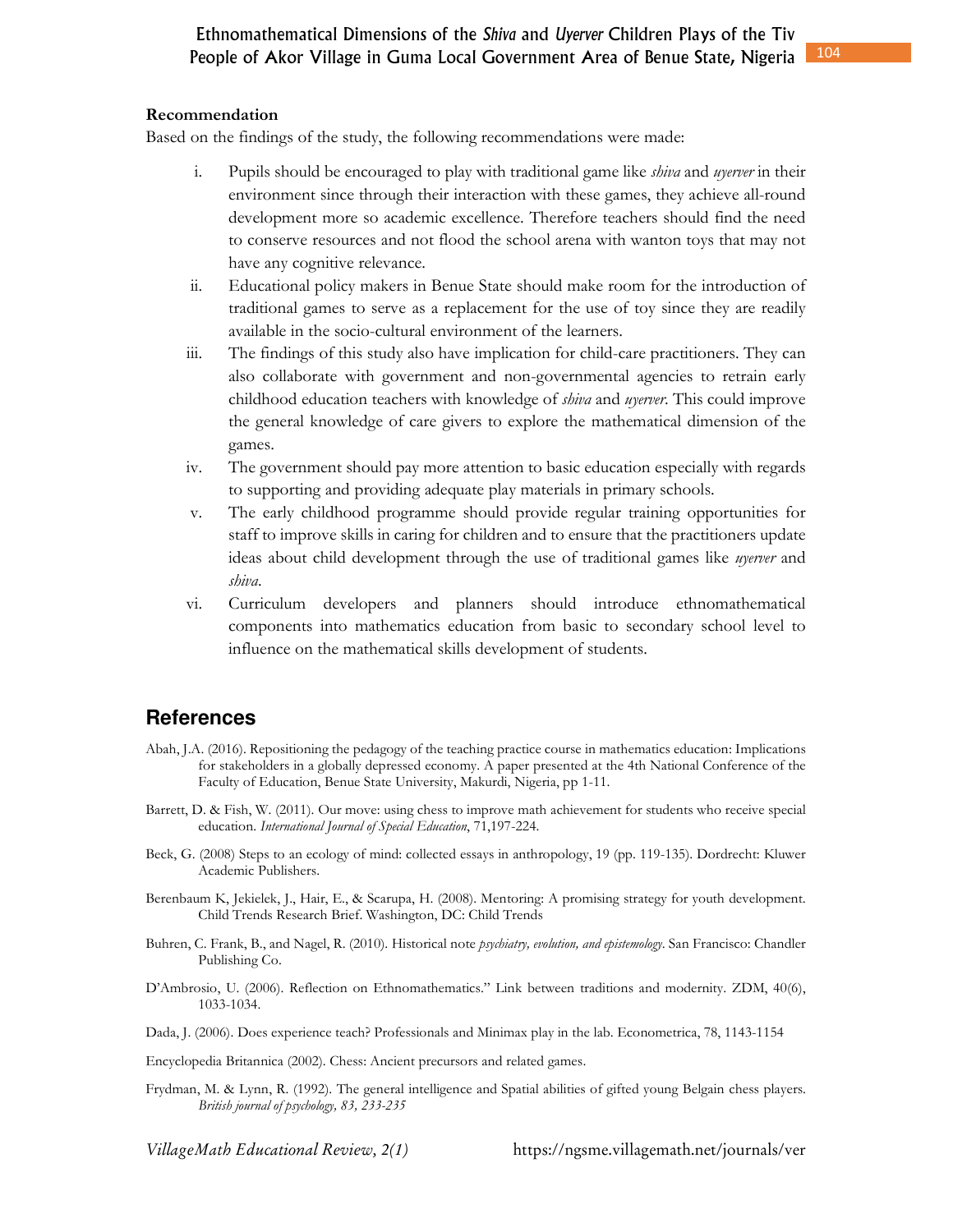**Recommendation**

Based on the findings of the study, the following recommendations were made:

i. Pupils should be encouraged to play with traditional game like *shiva* and *uyerver* in their environment since through their interaction with these games, they achieve all-round development more so academic excellence. Therefore teachers should find the need to conserve resources and not flood the school arena with wanton toys that may not have any cognitive relevance.

ii. Educational policy makers in Benue State should make room for the introduction of traditional games to serve as a replacement for the use of toy since they are readily available in the socio-cultural environment of the learners.

iii. The findings of this study also have implication for child-care practitioners. They can also collaborate with government and non-governmental agencies to retrain early childhood education teachers with knowledge of *shiva* and *uyerver*. This could improve the general knowledge of care givers to explore the mathematical dimension of the games.

iv. The government should pay more attention to basic education especially with regards to supporting and providing adequate play materials in primary schools.

v. The early childhood programme should provide regular training opportunities for staff to improve skills in caring for children and to ensure that the practitioners update ideas about child development through the use of traditional games like *uyerver* and *shiva*.

vi. Curriculum developers and planners should introduce ethnomathematical components into mathematics education from basic to secondary school level to influence on the mathematical skills development of students.

## References

Abah, J.A. (2016). Repositioning the pedagogy of the teaching practice course in mathematics education: Implications for stakeholders in a globally depressed economy. A paper presented at the 4th National Conference of the Faculty of Education, Benue State University, Makurdi, Nigeria, pp 1-11.

Barrett, D. & Fish, W. (2011). Our move: using chess to improve math achievement for students who receive special education. *International Journal of Special Education*, 71,197-224.

Beck, G. (2008) Steps to an ecology of mind: collected essays in anthropology, 19 (pp. 119-135). Dordrecht: Kluwer Academic Publishers.

Berenbaum K, Jekielek, J., Hair, E., & Scarupa, H. (2008). Mentoring: A promising strategy for youth development. Child Trends Research Brief. Washington, DC: Child Trends

Buhren, C. Frank, B., and Nagel, R. (2010). Historical note *psychiatry, evolution, and epistemology*. San Francisco: Chandler Publishing Co.

D'Ambrosio, U. (2006). Reflection on Ethnomathematics." Link between traditions and modernity. ZDM, 40(6), 1033-1034.

Dada, J. (2006). Does experience teach? Professionals and Minimax play in the lab. Econometrica, 78, 1143-1154

Encyclopedia Britannica (2002). Chess: Ancient precursors and related games.

Frydman, M. & Lynn, R. (1992). The general intelligence and Spatial abilities of gifted young Belgain chess players. *British journal of psychology, 83, 233-235*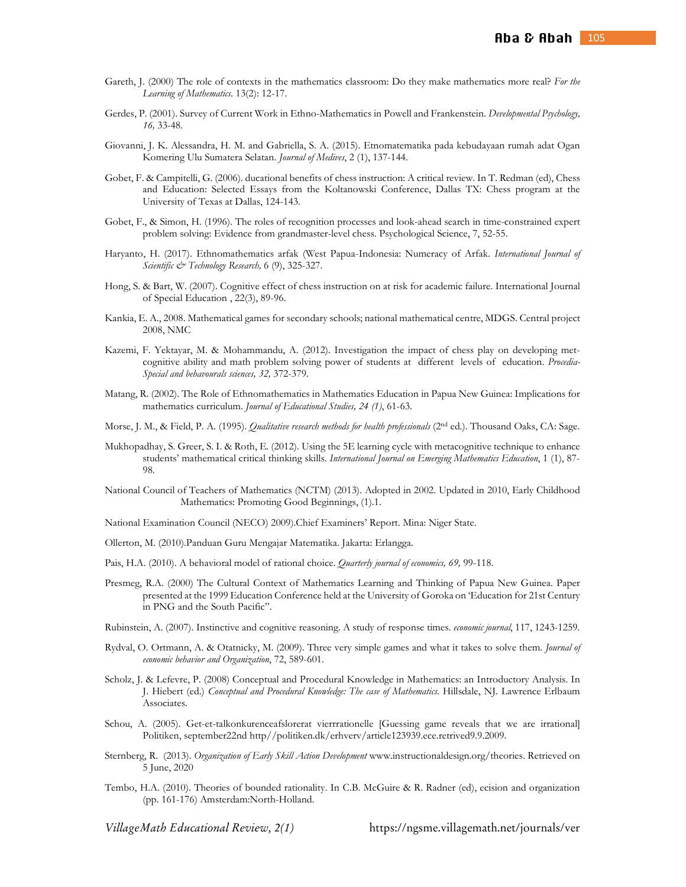Gareth, J. (2000) The role of contexts in the mathematics classroom: Do they make mathematics more real? *For the Learning of Mathematics.* 13(2): 12-17.

Gerdes, P. (2001). Survey of Current Work in Ethno-Mathematics in Powell and Frankenstein. *Developmental Psychology, 16,* 33-48.

Giovanni, J. K. Alessandra, H. M. and Gabriella, S. A. (2015). Etnomatematika pada kebudayaan rumah adat Ogan Komering Ulu Sumatera Selatan. *Journal of Medives*, 2 (1), 137-144.

Gobet, F. & Campitelli, G. (2006). ducational benefits of chess instruction: A critical review. In T. Redman (ed), Chess and Education: Selected Essays from the Koltanowski Conference, Dallas TX: Chess program at the University of Texas at Dallas, 124-143.

Gobet, F., & Simon, H. (1996). The roles of recognition processes and look-ahead search in time-constrained expert problem solving: Evidence from grandmaster-level chess. Psychological Science, 7, 52-55.

Haryanto, H. (2017). Ethnomathematics arfak (West Papua-Indonesia: Numeracy of Arfak. *International Journal of Scientific & Technology Research,* 6 (9), 325-327.

Hong, S. & Bart, W. (2007). Cognitive effect of chess instruction on at risk for academic failure. International Journal of Special Education , 22(3), 89-96.

Kankia, E. A., 2008. Mathematical games for secondary schools; national mathematical centre, MDGS. Central project 2008, NMC

Kazemi, F. Yektayar, M. & Mohammandu, A. (2012). Investigation the impact of chess play on developing met-cognitive ability and math problem solving power of students at different levels of education. *Procedia-Special and behavourals sciences, 32,* 372-379.

Matang, R. (2002). The Role of Ethnomathematics in Mathematics Education in Papua New Guinea: Implications for mathematics curriculum. *Journal of Educational Studies, 24 (1)*, 61-63.

Morse, J. M., & Field, P. A. (1995). *Qualitative research methods for health professionals* (2nd ed.). Thousand Oaks, CA: Sage.

Mukhopadhay, S. Greer, S. I. & Roth, E. (2012). Using the 5E learning cycle with metacognitive technique to enhance students' mathematical critical thinking skills. *International Journal on Emerging Mathematics Education*, 1 (1), 87-98.

National Council of Teachers of Mathematics (NCTM) (2013). Adopted in 2002. Updated in 2010, Early Childhood Mathematics: Promoting Good Beginnings, (1).1.

National Examination Council (NECO) 2009).Chief Examiners' Report. Mina: Niger State.

Ollerton, M. (2010).Panduan Guru Mengajar Matematika. Jakarta: Erlangga.

Pais, H.A. (2010). A behavioral model of rational choice. *Quarterly journal of economics, 69,* 99-118.

Presmeg, R.A. (2000) The Cultural Context of Mathematics Learning and Thinking of Papua New Guinea. Paper presented at the 1999 Education Conference held at the University of Goroka on 'Education for 21st Century in PNG and the South Pacific".

Rubinstein, A. (2007). Instinctive and cognitive reasoning. A study of response times. *economic journal*, 117, 1243-1259.

Rydval, O. Ortmann, A. & Otatnicky, M. (2009). Three very simple games and what it takes to solve them. *Journal of economic behavior and Organization*, 72, 589-601.

Scholz, J. & Lefevre, P. (2008) Conceptual and Procedural Knowledge in Mathematics: an Introductory Analysis. In J. Hiebert (ed.) *Conceptual and Procedural Knowledge: The case of Mathematics.* Hillsdale, NJ. Lawrence Erlbaum Associates.

Schou, A. (2005). Get-et-talkonkurenceafslorerat vierrrationelle [Guessing game reveals that we are irrational] Politiken, september22nd http//politiken.dk/erhverv/article123939.ece.retrived9.9.2009.

Sternberg, R. (2013). *Organization of Early Skill Action Development* www.instructionaldesign.org/theories. Retrieved on 5 June, 2020

Tembo, H.A. (2010). Theories of bounded rationality. In C.B. McGuire & R. Radner (ed), ecision and organization (pp. 161-176) Amsterdam:North-Holland.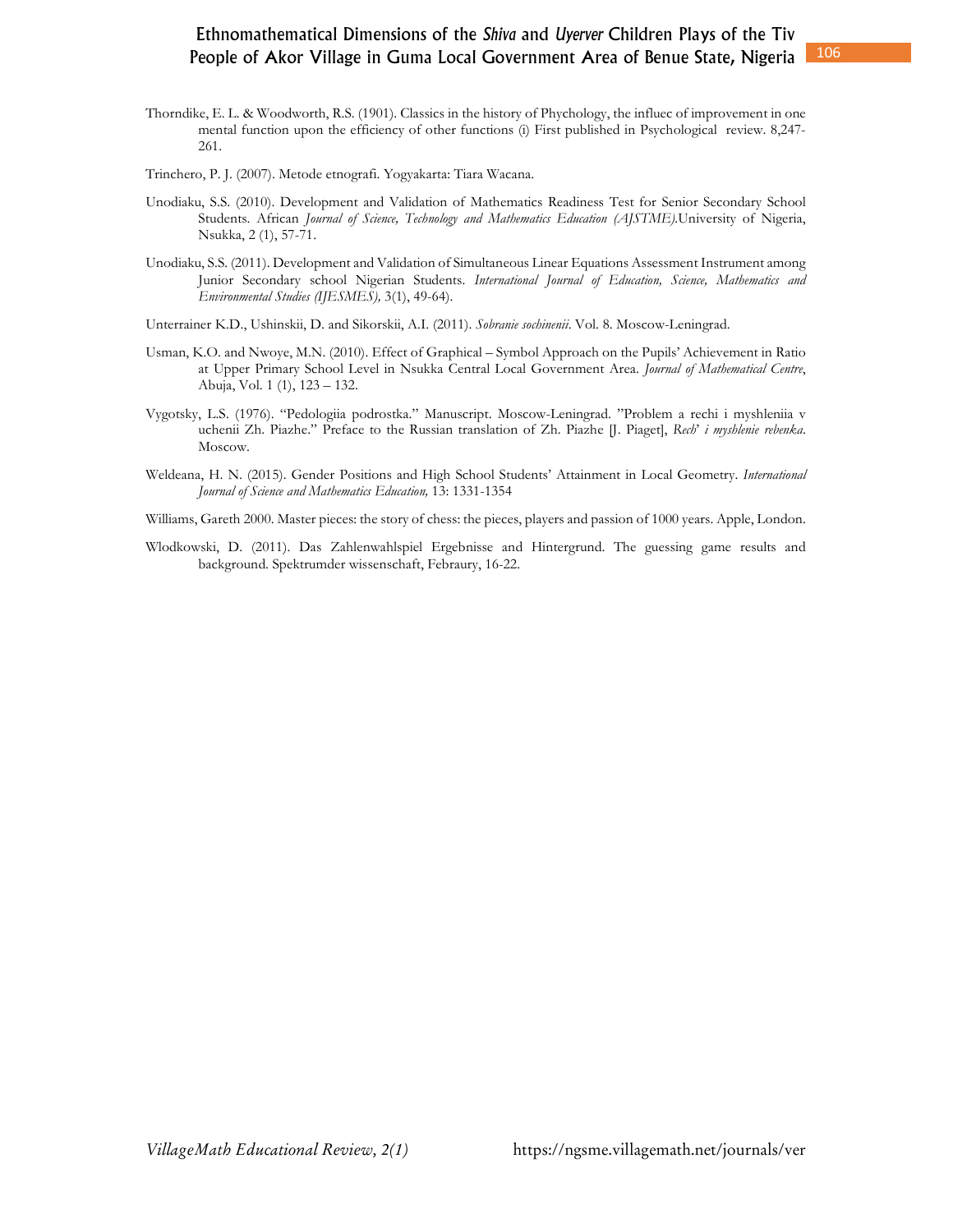Thorndike, E. L. & Woodworth, R.S. (1901). Classics in the history of Phychology, the influec of improvement in one mental function upon the efficiency of other functions (i) First published in Psychological review. 8,247-261.

Trinchero, P. J. (2007). Metode etnografi. Yogyakarta: Tiara Wacana.

Unodiaku, S.S. (2010). Development and Validation of Mathematics Readiness Test for Senior Secondary School Students. African *Journal of Science, Technology and Mathematics Education (AJSTME).*University of Nigeria, Nsukka, 2 (1), 57-71.

Unodiaku, S.S. (2011). Development and Validation of Simultaneous Linear Equations Assessment Instrument among Junior Secondary school Nigerian Students. *International Journal of Education, Science, Mathematics and Environmental Studies (IJESMES),* 3(1), 49-64).

Unterrainer K.D., Ushinskii, D. and Sikorskii, A.I. (2011). *Sobranie sochinenii*. Vol. 8. Moscow-Leningrad.

Usman, K.O. and Nwoye, M.N. (2010). Effect of Graphical – Symbol Approach on the Pupils' Achievement in Ratio at Upper Primary School Level in Nsukka Central Local Government Area. *Journal of Mathematical Centre*, Abuja, Vol. 1 (1), 123 – 132.

Vygotsky, L.S. (1976). "Pedologiia podrostka." Manuscript. Moscow-Leningrad. "Problem a rechi i myshleniia v uchenii Zh. Piazhe." Preface to the Russian translation of Zh. Piazhe [J. Piaget], *Rech' i myshlenie rebenka*. Moscow.

Weldeana, H. N. (2015). Gender Positions and High School Students' Attainment in Local Geometry. *International Journal of Science and Mathematics Education,* 13: 1331-1354

Williams, Gareth 2000. Master pieces: the story of chess: the pieces, players and passion of 1000 years. Apple, London.

Wlodkowski, D. (2011). Das Zahlenwahlspiel Ergebnisse and Hintergrund. The guessing game results and background. Spektrumder wissenschaft, Febraury, 16-22.